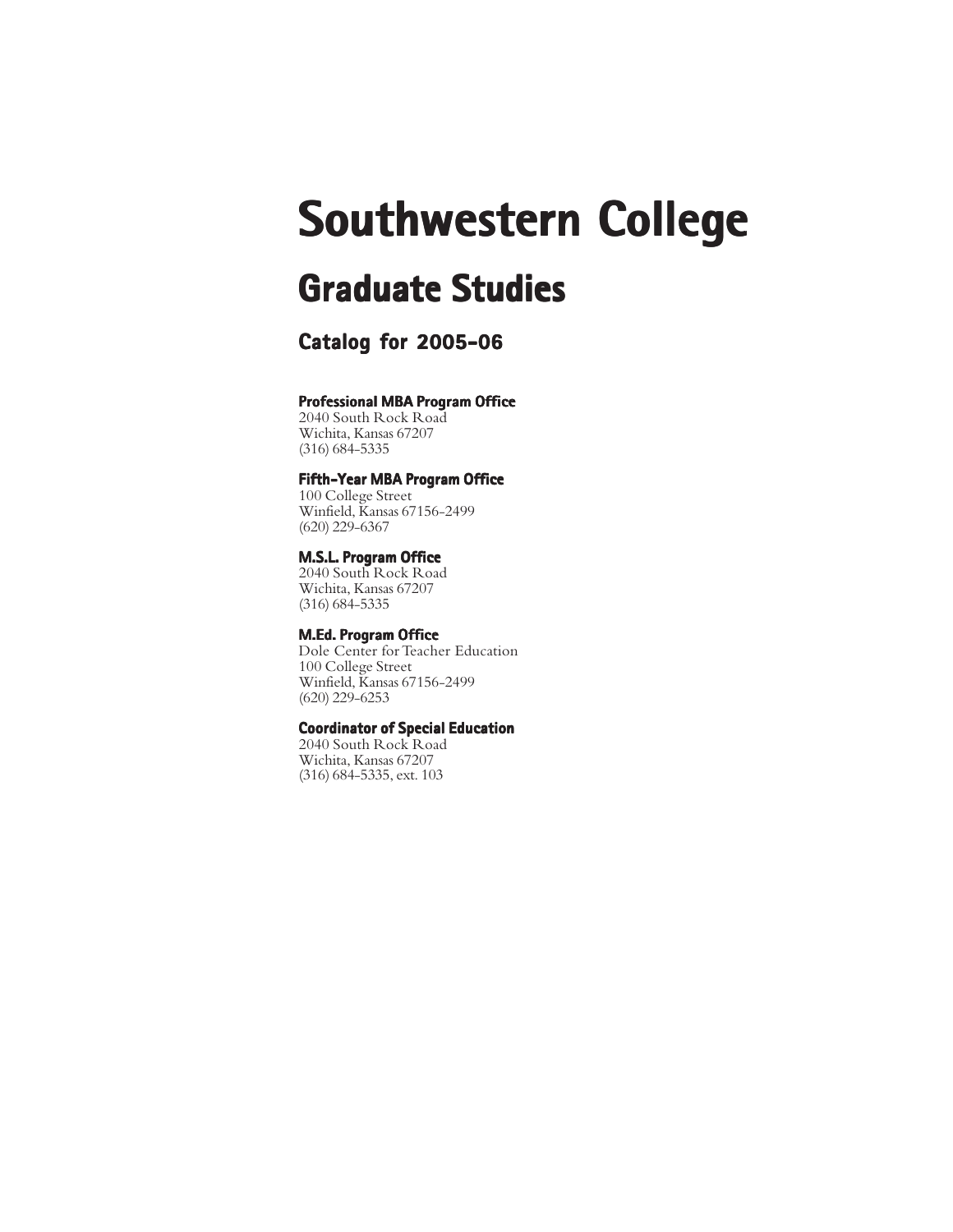# Southwestern College

## Graduate Studies

### Catalog for 2005-06

**Professional MBA Program Office**
2040 South Rock Road
Wichita, Kansas 67207
(316) 684-5335

**Fifth-Year MBA Program Office**
100 College Street
Winfield, Kansas 67156-2499
(620) 229-6367

**M.S.L. Program Office**
2040 South Rock Road
Wichita, Kansas 67207
(316) 684-5335

**M.Ed. Program Office**
Dole Center for Teacher Education
100 College Street
Winfield, Kansas 67156-2499
(620) 229-6253

**Coordinator of Special Education**
2040 South Rock Road
Wichita, Kansas 67207
(316) 684-5335, ext. 103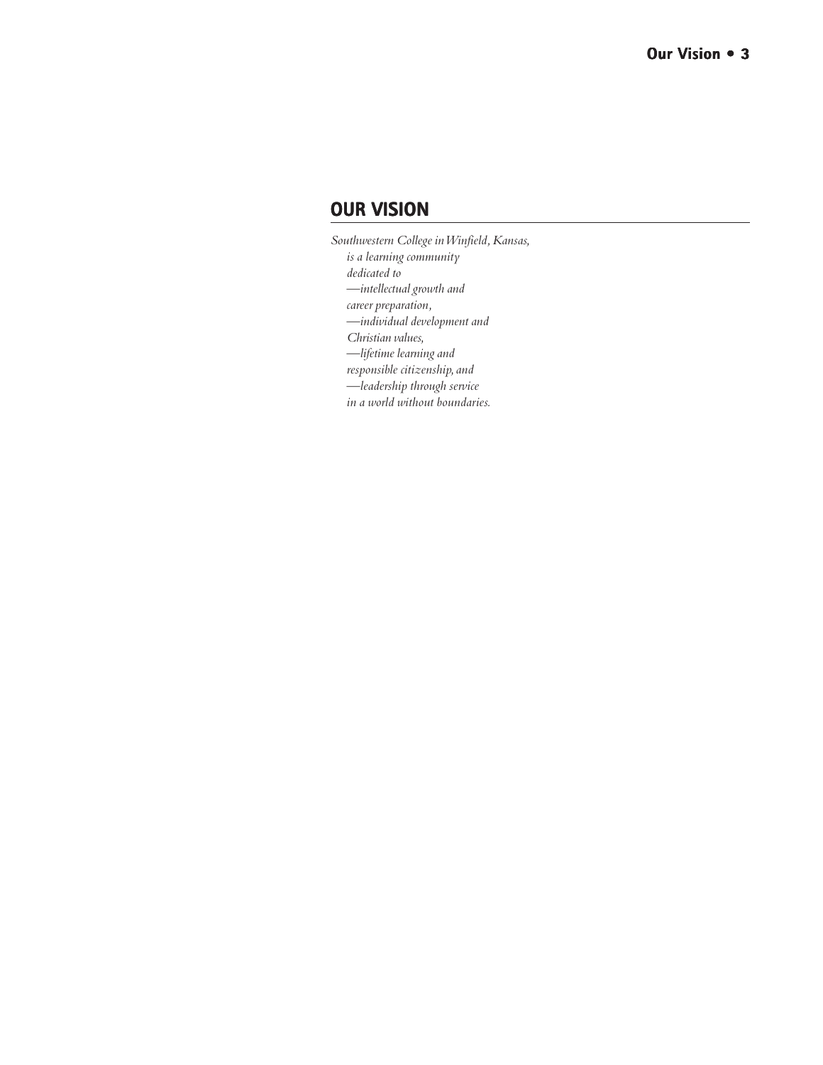## OUR VISION

*Southwestern College in Winfield, Kansas,*
*is a learning community*
*dedicated to*
*—intellectual growth and*
*career preparation,*
*—individual development and*
*Christian values,*
*—lifetime learning and*
*responsible citizenship, and*
*—leadership through service*
*in a world without boundaries.*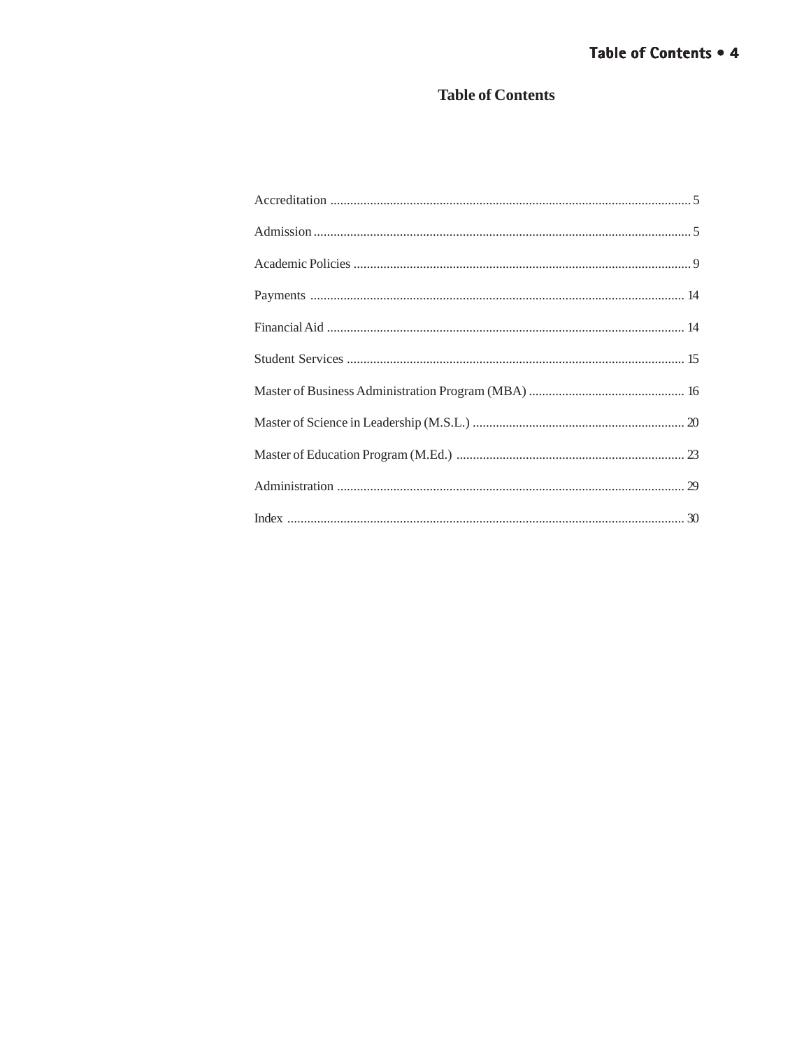# Table of Contents

Accreditation ........................................................................................................... 5

Admission ................................................................................................................ 5

Academic Policies .................................................................................................... 9

Payments ............................................................................................................... 14

Financial Aid .......................................................................................................... 14

Student Services .................................................................................................... 15

Master of Business Administration Program (MBA) ............................................... 16

Master of Science in Leadership (M.S.L.) ................................................................ 20

Master of Education Program (M.Ed.) ..................................................................... 23

Administration ........................................................................................................ 29

Index ...................................................................................................................... 30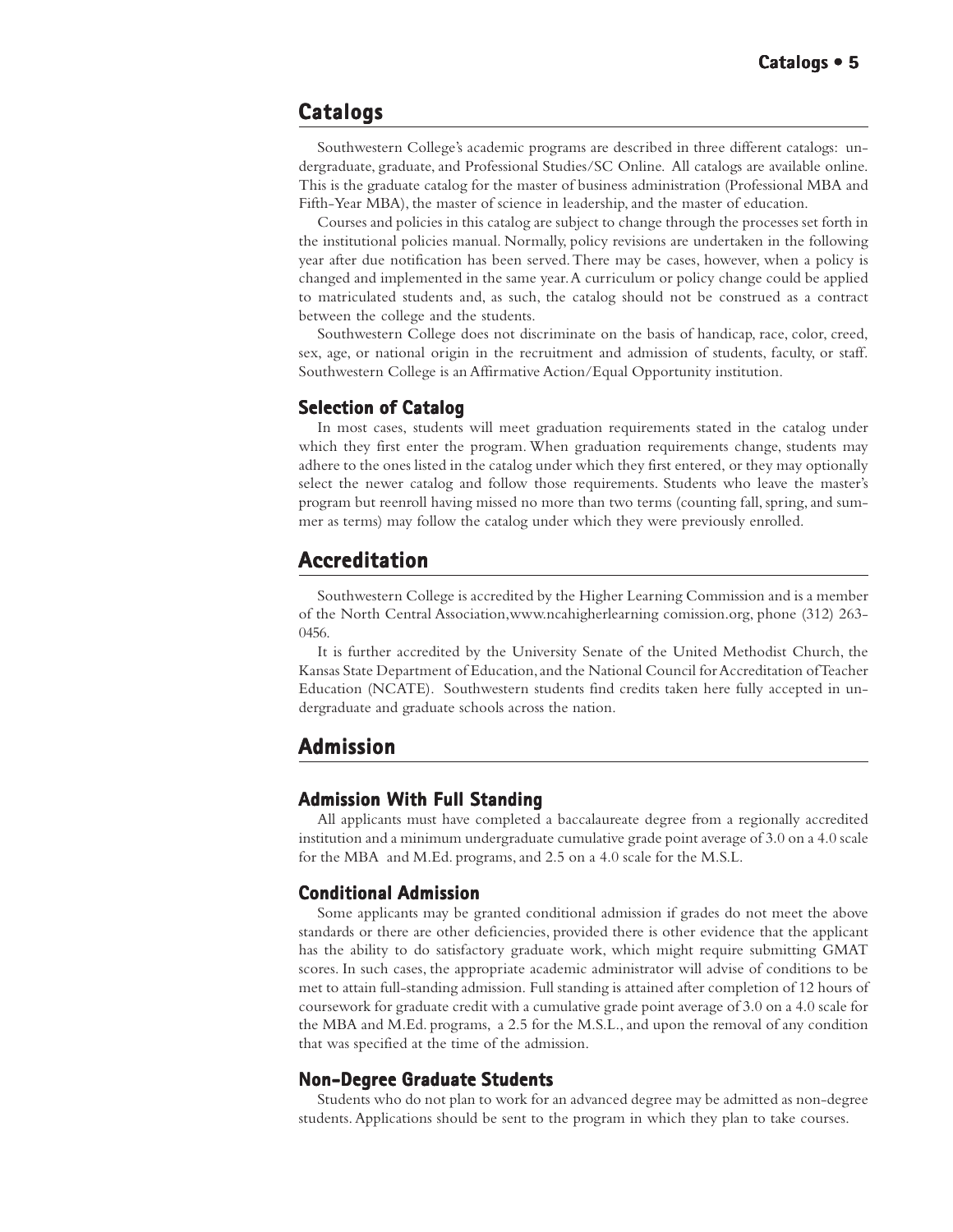## Catalogs

Southwestern College's academic programs are described in three different catalogs: undergraduate, graduate, and Professional Studies/SC Online. All catalogs are available online. This is the graduate catalog for the master of business administration (Professional MBA and Fifth-Year MBA), the master of science in leadership, and the master of education.

Courses and policies in this catalog are subject to change through the processes set forth in the institutional policies manual. Normally, policy revisions are undertaken in the following year after due notification has been served. There may be cases, however, when a policy is changed and implemented in the same year. A curriculum or policy change could be applied to matriculated students and, as such, the catalog should not be construed as a contract between the college and the students.

Southwestern College does not discriminate on the basis of handicap, race, color, creed, sex, age, or national origin in the recruitment and admission of students, faculty, or staff. Southwestern College is an Affirmative Action/Equal Opportunity institution.

### Selection of Catalog

In most cases, students will meet graduation requirements stated in the catalog under which they first enter the program. When graduation requirements change, students may adhere to the ones listed in the catalog under which they first entered, or they may optionally select the newer catalog and follow those requirements. Students who leave the master's program but reenroll having missed no more than two terms (counting fall, spring, and summer as terms) may follow the catalog under which they were previously enrolled.

## Accreditation

Southwestern College is accredited by the Higher Learning Commission and is a member of the North Central Association, www.ncahigherlearning comission.org, phone (312) 263-0456.

It is further accredited by the University Senate of the United Methodist Church, the Kansas State Department of Education, and the National Council for Accreditation of Teacher Education (NCATE). Southwestern students find credits taken here fully accepted in undergraduate and graduate schools across the nation.

## Admission

### Admission With Full Standing

All applicants must have completed a baccalaureate degree from a regionally accredited institution and a minimum undergraduate cumulative grade point average of 3.0 on a 4.0 scale for the MBA and M.Ed. programs, and 2.5 on a 4.0 scale for the M.S.L.

### Conditional Admission

Some applicants may be granted conditional admission if grades do not meet the above standards or there are other deficiencies, provided there is other evidence that the applicant has the ability to do satisfactory graduate work, which might require submitting GMAT scores. In such cases, the appropriate academic administrator will advise of conditions to be met to attain full-standing admission. Full standing is attained after completion of 12 hours of coursework for graduate credit with a cumulative grade point average of 3.0 on a 4.0 scale for the MBA and M.Ed. programs, a 2.5 for the M.S.L., and upon the removal of any condition that was specified at the time of the admission.

### Non-Degree Graduate Students

Students who do not plan to work for an advanced degree may be admitted as non-degree students. Applications should be sent to the program in which they plan to take courses.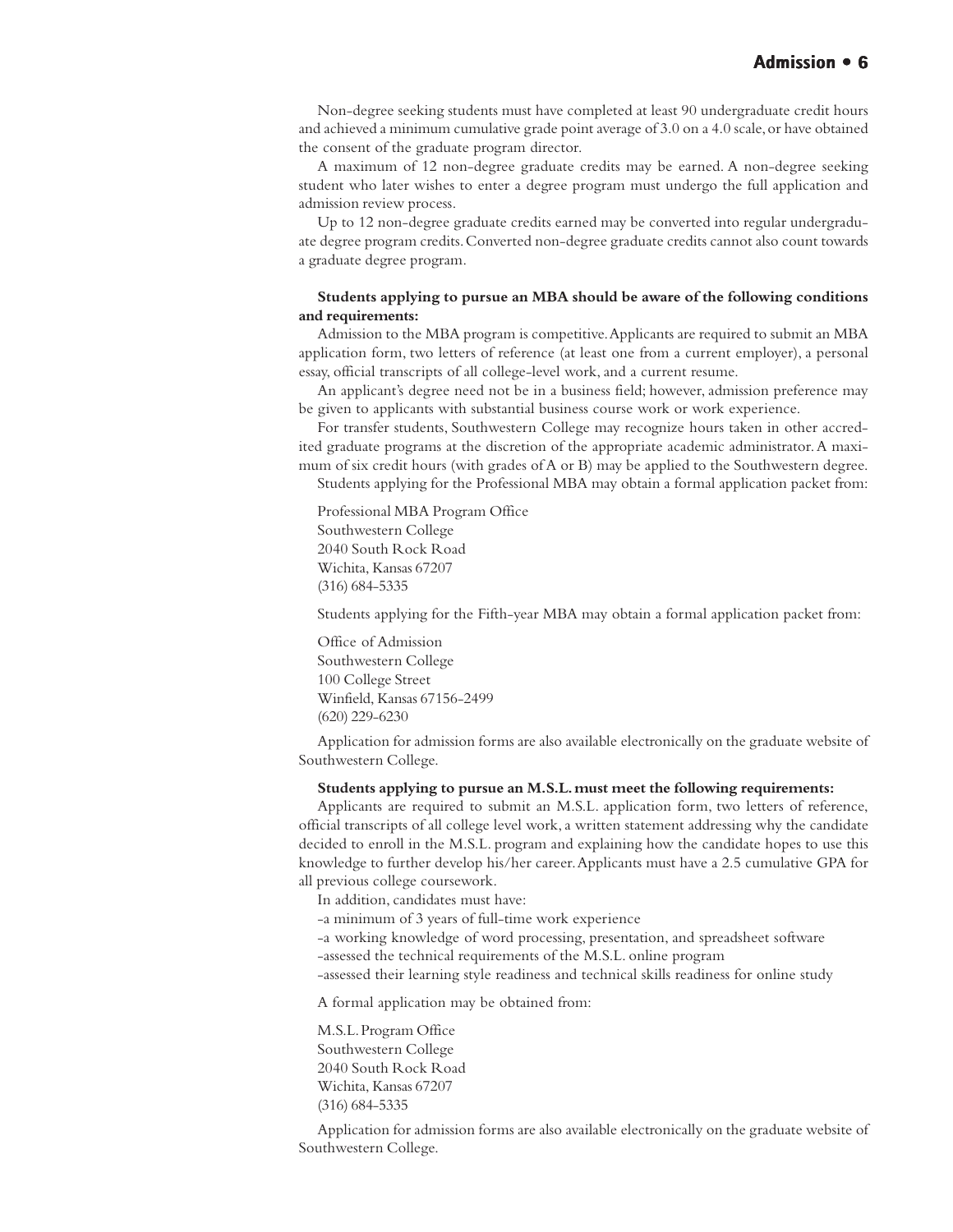Non-degree seeking students must have completed at least 90 undergraduate credit hours and achieved a minimum cumulative grade point average of 3.0 on a 4.0 scale, or have obtained the consent of the graduate program director.

A maximum of 12 non-degree graduate credits may be earned. A non-degree seeking student who later wishes to enter a degree program must undergo the full application and admission review process.

Up to 12 non-degree graduate credits earned may be converted into regular undergraduate degree program credits. Converted non-degree graduate credits cannot also count towards a graduate degree program.

**Students applying to pursue an MBA should be aware of the following conditions and requirements:**

Admission to the MBA program is competitive. Applicants are required to submit an MBA application form, two letters of reference (at least one from a current employer), a personal essay, official transcripts of all college-level work, and a current resume.

An applicant's degree need not be in a business field; however, admission preference may be given to applicants with substantial business course work or work experience.

For transfer students, Southwestern College may recognize hours taken in other accredited graduate programs at the discretion of the appropriate academic administrator. A maximum of six credit hours (with grades of A or B) may be applied to the Southwestern degree.

Students applying for the Professional MBA may obtain a formal application packet from:

Professional MBA Program Office
Southwestern College
2040 South Rock Road
Wichita, Kansas 67207
(316) 684-5335

Students applying for the Fifth-year MBA may obtain a formal application packet from:

Office of Admission
Southwestern College
100 College Street
Winfield, Kansas 67156-2499
(620) 229-6230

Application for admission forms are also available electronically on the graduate website of Southwestern College.

**Students applying to pursue an M.S.L. must meet the following requirements:**

Applicants are required to submit an M.S.L. application form, two letters of reference, official transcripts of all college level work, a written statement addressing why the candidate decided to enroll in the M.S.L. program and explaining how the candidate hopes to use this knowledge to further develop his/her career. Applicants must have a 2.5 cumulative GPA for all previous college coursework.

In addition, candidates must have:

- a minimum of 3 years of full-time work experience
- a working knowledge of word processing, presentation, and spreadsheet software
- assessed the technical requirements of the M.S.L. online program
- assessed their learning style readiness and technical skills readiness for online study

A formal application may be obtained from:

M.S.L. Program Office
Southwestern College
2040 South Rock Road
Wichita, Kansas 67207
(316) 684-5335

Application for admission forms are also available electronically on the graduate website of Southwestern College.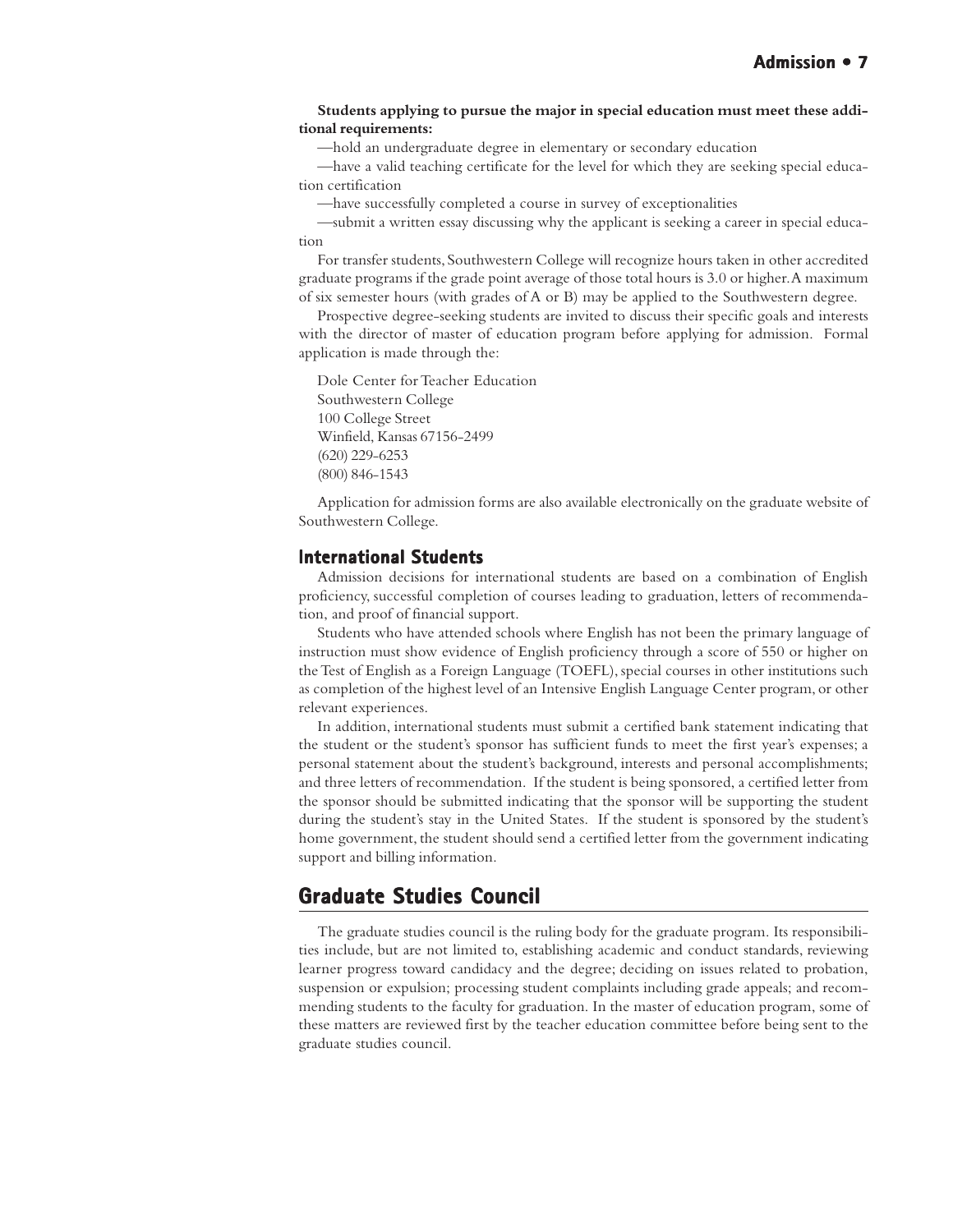**Students applying to pursue the major in special education must meet these additional requirements:**

—hold an undergraduate degree in elementary or secondary education

—have a valid teaching certificate for the level for which they are seeking special education certification

—have successfully completed a course in survey of exceptionalities

—submit a written essay discussing why the applicant is seeking a career in special education

For transfer students, Southwestern College will recognize hours taken in other accredited graduate programs if the grade point average of those total hours is 3.0 or higher. A maximum of six semester hours (with grades of A or B) may be applied to the Southwestern degree.

Prospective degree-seeking students are invited to discuss their specific goals and interests with the director of master of education program before applying for admission. Formal application is made through the:

Dole Center for Teacher Education
Southwestern College
100 College Street
Winfield, Kansas 67156-2499
(620) 229-6253
(800) 846-1543

Application for admission forms are also available electronically on the graduate website of Southwestern College.

### International Students

Admission decisions for international students are based on a combination of English proficiency, successful completion of courses leading to graduation, letters of recommendation, and proof of financial support.

Students who have attended schools where English has not been the primary language of instruction must show evidence of English proficiency through a score of 550 or higher on the Test of English as a Foreign Language (TOEFL), special courses in other institutions such as completion of the highest level of an Intensive English Language Center program, or other relevant experiences.

In addition, international students must submit a certified bank statement indicating that the student or the student's sponsor has sufficient funds to meet the first year's expenses; a personal statement about the student's background, interests and personal accomplishments; and three letters of recommendation. If the student is being sponsored, a certified letter from the sponsor should be submitted indicating that the sponsor will be supporting the student during the student's stay in the United States. If the student is sponsored by the student's home government, the student should send a certified letter from the government indicating support and billing information.

## Graduate Studies Council

The graduate studies council is the ruling body for the graduate program. Its responsibilities include, but are not limited to, establishing academic and conduct standards, reviewing learner progress toward candidacy and the degree; deciding on issues related to probation, suspension or expulsion; processing student complaints including grade appeals; and recommending students to the faculty for graduation. In the master of education program, some of these matters are reviewed first by the teacher education committee before being sent to the graduate studies council.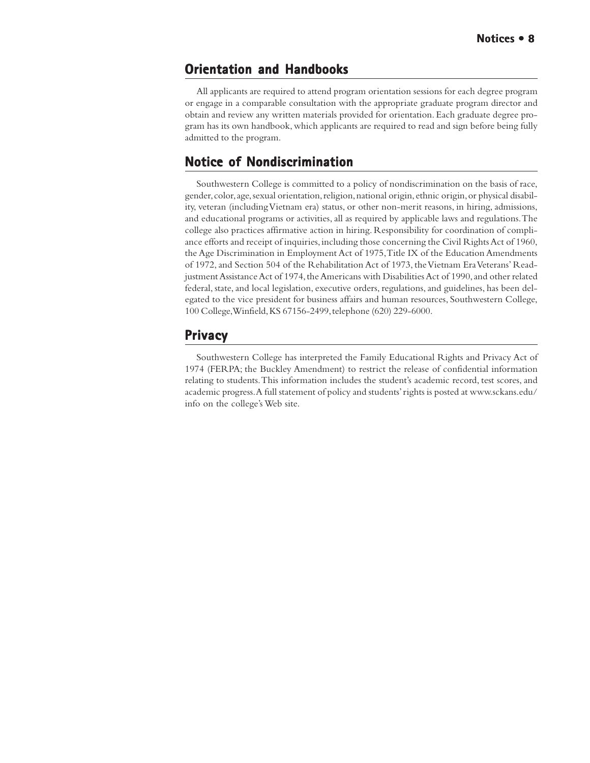## Orientation and Handbooks

All applicants are required to attend program orientation sessions for each degree program or engage in a comparable consultation with the appropriate graduate program director and obtain and review any written materials provided for orientation. Each graduate degree program has its own handbook, which applicants are required to read and sign before being fully admitted to the program.

## Notice of Nondiscrimination

Southwestern College is committed to a policy of nondiscrimination on the basis of race, gender, color, age, sexual orientation, religion, national origin, ethnic origin, or physical disability, veteran (including Vietnam era) status, or other non-merit reasons, in hiring, admissions, and educational programs or activities, all as required by applicable laws and regulations. The college also practices affirmative action in hiring. Responsibility for coordination of compliance efforts and receipt of inquiries, including those concerning the Civil Rights Act of 1960, the Age Discrimination in Employment Act of 1975, Title IX of the Education Amendments of 1972, and Section 504 of the Rehabilitation Act of 1973, the Vietnam Era Veterans' Readjustment Assistance Act of 1974, the Americans with Disabilities Act of 1990, and other related federal, state, and local legislation, executive orders, regulations, and guidelines, has been delegated to the vice president for business affairs and human resources, Southwestern College, 100 College, Winfield, KS 67156-2499, telephone (620) 229-6000.

## Privacy

Southwestern College has interpreted the Family Educational Rights and Privacy Act of 1974 (FERPA; the Buckley Amendment) to restrict the release of confidential information relating to students. This information includes the student's academic record, test scores, and academic progress. A full statement of policy and students' rights is posted at www.sckans.edu/info on the college's Web site.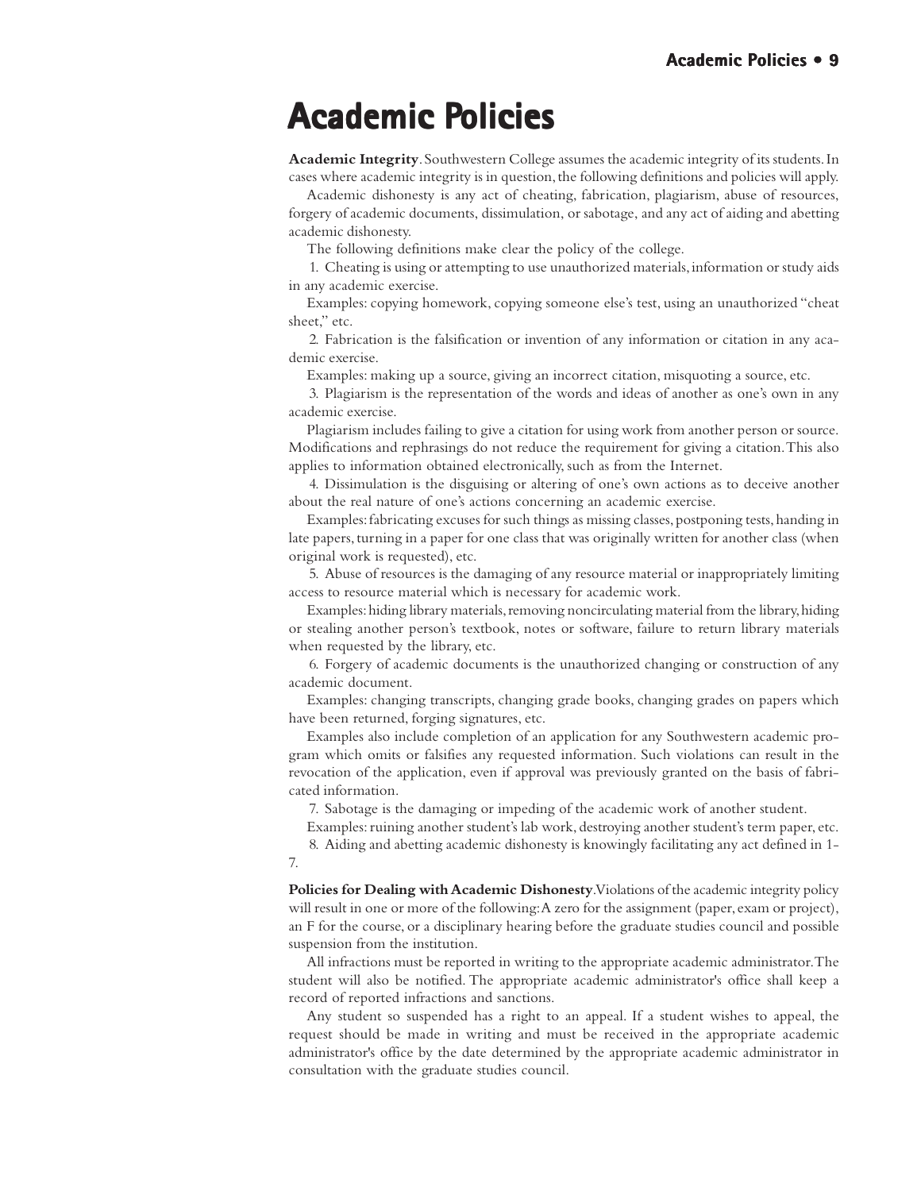# Academic Policies

**Academic Integrity**. Southwestern College assumes the academic integrity of its students. In cases where academic integrity is in question, the following definitions and policies will apply.

Academic dishonesty is any act of cheating, fabrication, plagiarism, abuse of resources, forgery of academic documents, dissimulation, or sabotage, and any act of aiding and abetting academic dishonesty.

The following definitions make clear the policy of the college.

1. Cheating is using or attempting to use unauthorized materials, information or study aids in any academic exercise.

Examples: copying homework, copying someone else's test, using an unauthorized "cheat sheet," etc.

2. Fabrication is the falsification or invention of any information or citation in any academic exercise.

Examples: making up a source, giving an incorrect citation, misquoting a source, etc.

3. Plagiarism is the representation of the words and ideas of another as one's own in any academic exercise.

Plagiarism includes failing to give a citation for using work from another person or source. Modifications and rephrasings do not reduce the requirement for giving a citation. This also applies to information obtained electronically, such as from the Internet.

4. Dissimulation is the disguising or altering of one's own actions as to deceive another about the real nature of one's actions concerning an academic exercise.

Examples: fabricating excuses for such things as missing classes, postponing tests, handing in late papers, turning in a paper for one class that was originally written for another class (when original work is requested), etc.

5. Abuse of resources is the damaging of any resource material or inappropriately limiting access to resource material which is necessary for academic work.

Examples: hiding library materials, removing noncirculating material from the library, hiding or stealing another person's textbook, notes or software, failure to return library materials when requested by the library, etc.

6. Forgery of academic documents is the unauthorized changing or construction of any academic document.

Examples: changing transcripts, changing grade books, changing grades on papers which have been returned, forging signatures, etc.

Examples also include completion of an application for any Southwestern academic program which omits or falsifies any requested information. Such violations can result in the revocation of the application, even if approval was previously granted on the basis of fabricated information.

7. Sabotage is the damaging or impeding of the academic work of another student.

Examples: ruining another student's lab work, destroying another student's term paper, etc.

8. Aiding and abetting academic dishonesty is knowingly facilitating any act defined in 1-7.

**Policies for Dealing with Academic Dishonesty**. Violations of the academic integrity policy will result in one or more of the following: A zero for the assignment (paper, exam or project), an F for the course, or a disciplinary hearing before the graduate studies council and possible suspension from the institution.

All infractions must be reported in writing to the appropriate academic administrator. The student will also be notified. The appropriate academic administrator's office shall keep a record of reported infractions and sanctions.

Any student so suspended has a right to an appeal. If a student wishes to appeal, the request should be made in writing and must be received in the appropriate academic administrator's office by the date determined by the appropriate academic administrator in consultation with the graduate studies council.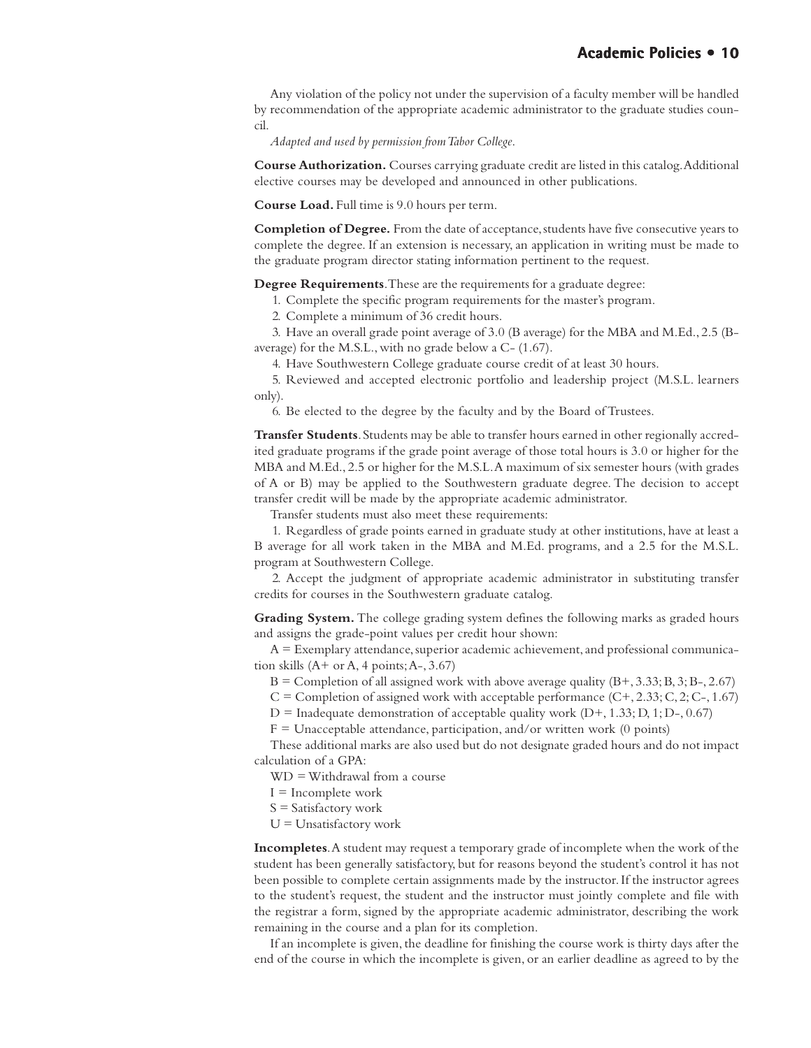Any violation of the policy not under the supervision of a faculty member will be handled by recommendation of the appropriate academic administrator to the graduate studies council.

*Adapted and used by permission from Tabor College.*

**Course Authorization.** Courses carrying graduate credit are listed in this catalog. Additional elective courses may be developed and announced in other publications.

**Course Load.** Full time is 9.0 hours per term.

**Completion of Degree.** From the date of acceptance, students have five consecutive years to complete the degree. If an extension is necessary, an application in writing must be made to the graduate program director stating information pertinent to the request.

**Degree Requirements**. These are the requirements for a graduate degree:

1. Complete the specific program requirements for the master's program.
2. Complete a minimum of 36 credit hours.
3. Have an overall grade point average of 3.0 (B average) for the MBA and M.Ed., 2.5 (B- average) for the M.S.L., with no grade below a C- (1.67).
4. Have Southwestern College graduate course credit of at least 30 hours.
5. Reviewed and accepted electronic portfolio and leadership project (M.S.L. learners only).
6. Be elected to the degree by the faculty and by the Board of Trustees.

**Transfer Students**. Students may be able to transfer hours earned in other regionally accredited graduate programs if the grade point average of those total hours is 3.0 or higher for the MBA and M.Ed., 2.5 or higher for the M.S.L. A maximum of six semester hours (with grades of A or B) may be applied to the Southwestern graduate degree. The decision to accept transfer credit will be made by the appropriate academic administrator.

Transfer students must also meet these requirements:

1. Regardless of grade points earned in graduate study at other institutions, have at least a B average for all work taken in the MBA and M.Ed. programs, and a 2.5 for the M.S.L. program at Southwestern College.
2. Accept the judgment of appropriate academic administrator in substituting transfer credits for courses in the Southwestern graduate catalog.

**Grading System.** The college grading system defines the following marks as graded hours and assigns the grade-point values per credit hour shown:

A = Exemplary attendance, superior academic achievement, and professional communication skills (A+ or A, 4 points; A-, 3.67)

B = Completion of all assigned work with above average quality (B+, 3.33; B, 3; B-, 2.67)

C = Completion of assigned work with acceptable performance (C+, 2.33; C, 2; C-, 1.67)

D = Inadequate demonstration of acceptable quality work (D+, 1.33; D, 1; D-, 0.67)

F = Unacceptable attendance, participation, and/or written work (0 points)

These additional marks are also used but do not designate graded hours and do not impact calculation of a GPA:

WD = Withdrawal from a course

I = Incomplete work

S = Satisfactory work

U = Unsatisfactory work

**Incompletes**. A student may request a temporary grade of incomplete when the work of the student has been generally satisfactory, but for reasons beyond the student's control it has not been possible to complete certain assignments made by the instructor. If the instructor agrees to the student's request, the student and the instructor must jointly complete and file with the registrar a form, signed by the appropriate academic administrator, describing the work remaining in the course and a plan for its completion.

If an incomplete is given, the deadline for finishing the course work is thirty days after the end of the course in which the incomplete is given, or an earlier deadline as agreed to by the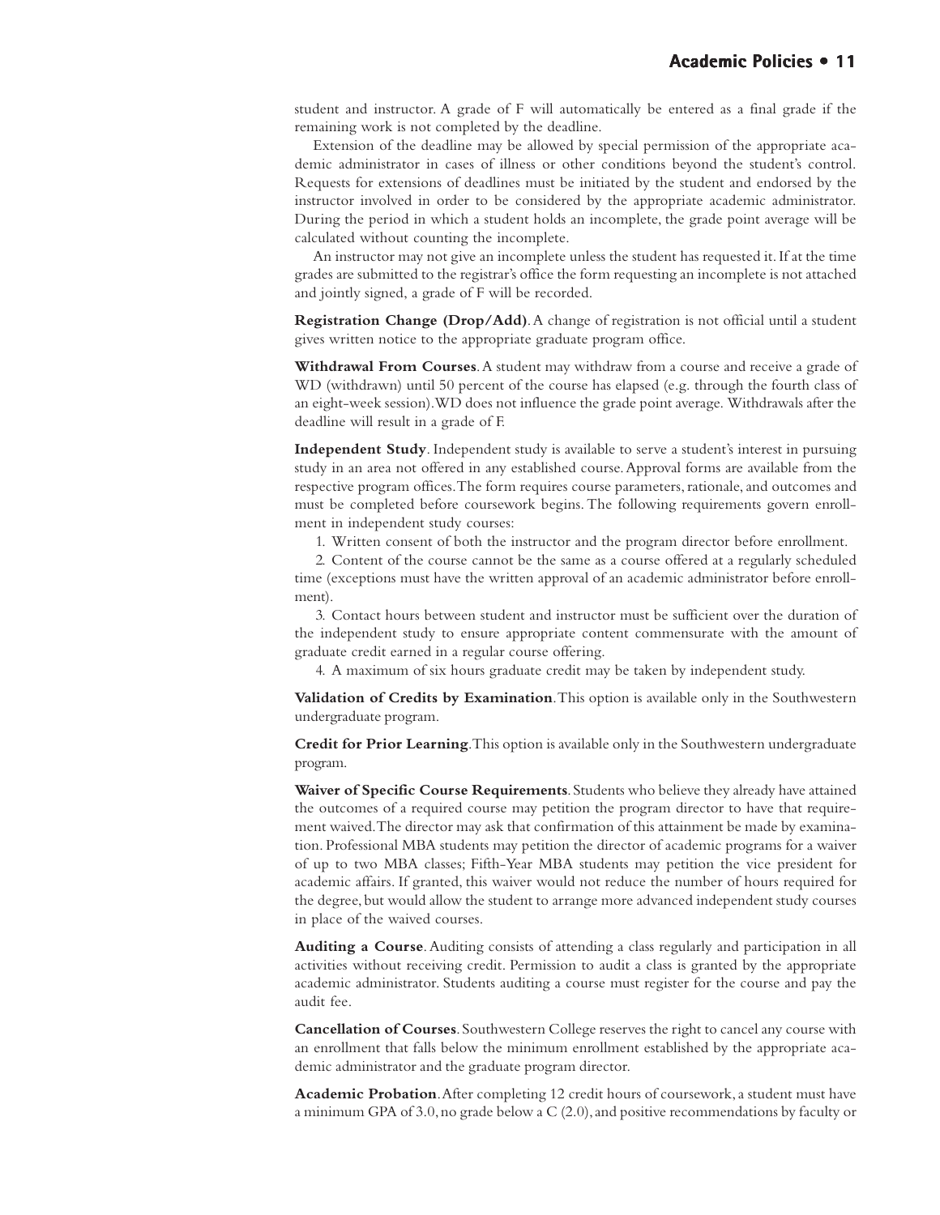student and instructor. A grade of F will automatically be entered as a final grade if the remaining work is not completed by the deadline.

Extension of the deadline may be allowed by special permission of the appropriate academic administrator in cases of illness or other conditions beyond the student's control. Requests for extensions of deadlines must be initiated by the student and endorsed by the instructor involved in order to be considered by the appropriate academic administrator. During the period in which a student holds an incomplete, the grade point average will be calculated without counting the incomplete.

An instructor may not give an incomplete unless the student has requested it. If at the time grades are submitted to the registrar's office the form requesting an incomplete is not attached and jointly signed, a grade of F will be recorded.

**Registration Change (Drop/Add)**. A change of registration is not official until a student gives written notice to the appropriate graduate program office.

**Withdrawal From Courses**. A student may withdraw from a course and receive a grade of WD (withdrawn) until 50 percent of the course has elapsed (e.g. through the fourth class of an eight-week session). WD does not influence the grade point average. Withdrawals after the deadline will result in a grade of F.

**Independent Study**. Independent study is available to serve a student's interest in pursuing study in an area not offered in any established course. Approval forms are available from the respective program offices. The form requires course parameters, rationale, and outcomes and must be completed before coursework begins. The following requirements govern enrollment in independent study courses:

1. Written consent of both the instructor and the program director before enrollment.
2. Content of the course cannot be the same as a course offered at a regularly scheduled time (exceptions must have the written approval of an academic administrator before enrollment).
3. Contact hours between student and instructor must be sufficient over the duration of the independent study to ensure appropriate content commensurate with the amount of graduate credit earned in a regular course offering.
4. A maximum of six hours graduate credit may be taken by independent study.

**Validation of Credits by Examination**. This option is available only in the Southwestern undergraduate program.

**Credit for Prior Learning**. This option is available only in the Southwestern undergraduate program.

**Waiver of Specific Course Requirements**. Students who believe they already have attained the outcomes of a required course may petition the program director to have that requirement waived. The director may ask that confirmation of this attainment be made by examination. Professional MBA students may petition the director of academic programs for a waiver of up to two MBA classes; Fifth-Year MBA students may petition the vice president for academic affairs. If granted, this waiver would not reduce the number of hours required for the degree, but would allow the student to arrange more advanced independent study courses in place of the waived courses.

**Auditing a Course**. Auditing consists of attending a class regularly and participation in all activities without receiving credit. Permission to audit a class is granted by the appropriate academic administrator. Students auditing a course must register for the course and pay the audit fee.

**Cancellation of Courses**. Southwestern College reserves the right to cancel any course with an enrollment that falls below the minimum enrollment established by the appropriate academic administrator and the graduate program director.

**Academic Probation**. After completing 12 credit hours of coursework, a student must have a minimum GPA of 3.0, no grade below a C (2.0), and positive recommendations by faculty or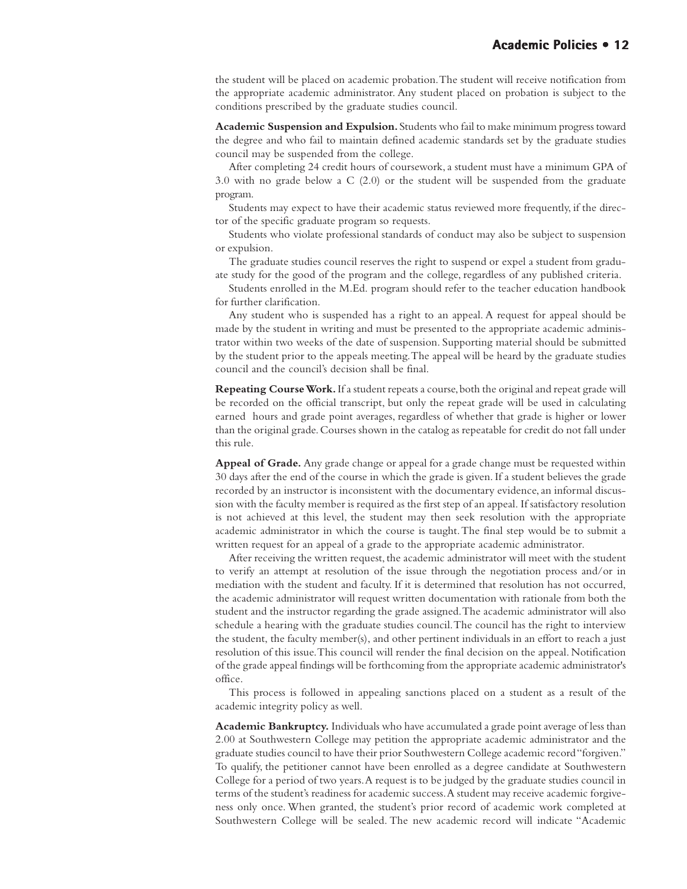the student will be placed on academic probation. The student will receive notification from the appropriate academic administrator. Any student placed on probation is subject to the conditions prescribed by the graduate studies council.

**Academic Suspension and Expulsion.** Students who fail to make minimum progress toward the degree and who fail to maintain defined academic standards set by the graduate studies council may be suspended from the college.

After completing 24 credit hours of coursework, a student must have a minimum GPA of 3.0 with no grade below a C (2.0) or the student will be suspended from the graduate program.

Students may expect to have their academic status reviewed more frequently, if the director of the specific graduate program so requests.

Students who violate professional standards of conduct may also be subject to suspension or expulsion.

The graduate studies council reserves the right to suspend or expel a student from graduate study for the good of the program and the college, regardless of any published criteria.

Students enrolled in the M.Ed. program should refer to the teacher education handbook for further clarification.

Any student who is suspended has a right to an appeal. A request for appeal should be made by the student in writing and must be presented to the appropriate academic administrator within two weeks of the date of suspension. Supporting material should be submitted by the student prior to the appeals meeting. The appeal will be heard by the graduate studies council and the council's decision shall be final.

**Repeating Course Work.** If a student repeats a course, both the original and repeat grade will be recorded on the official transcript, but only the repeat grade will be used in calculating earned hours and grade point averages, regardless of whether that grade is higher or lower than the original grade. Courses shown in the catalog as repeatable for credit do not fall under this rule.

**Appeal of Grade.** Any grade change or appeal for a grade change must be requested within 30 days after the end of the course in which the grade is given. If a student believes the grade recorded by an instructor is inconsistent with the documentary evidence, an informal discussion with the faculty member is required as the first step of an appeal. If satisfactory resolution is not achieved at this level, the student may then seek resolution with the appropriate academic administrator in which the course is taught. The final step would be to submit a written request for an appeal of a grade to the appropriate academic administrator.

After receiving the written request, the academic administrator will meet with the student to verify an attempt at resolution of the issue through the negotiation process and/or in mediation with the student and faculty. If it is determined that resolution has not occurred, the academic administrator will request written documentation with rationale from both the student and the instructor regarding the grade assigned. The academic administrator will also schedule a hearing with the graduate studies council. The council has the right to interview the student, the faculty member(s), and other pertinent individuals in an effort to reach a just resolution of this issue. This council will render the final decision on the appeal. Notification of the grade appeal findings will be forthcoming from the appropriate academic administrator's office.

This process is followed in appealing sanctions placed on a student as a result of the academic integrity policy as well.

**Academic Bankruptcy.** Individuals who have accumulated a grade point average of less than 2.00 at Southwestern College may petition the appropriate academic administrator and the graduate studies council to have their prior Southwestern College academic record "forgiven." To qualify, the petitioner cannot have been enrolled as a degree candidate at Southwestern College for a period of two years. A request is to be judged by the graduate studies council in terms of the student's readiness for academic success. A student may receive academic forgiveness only once. When granted, the student's prior record of academic work completed at Southwestern College will be sealed. The new academic record will indicate "Academic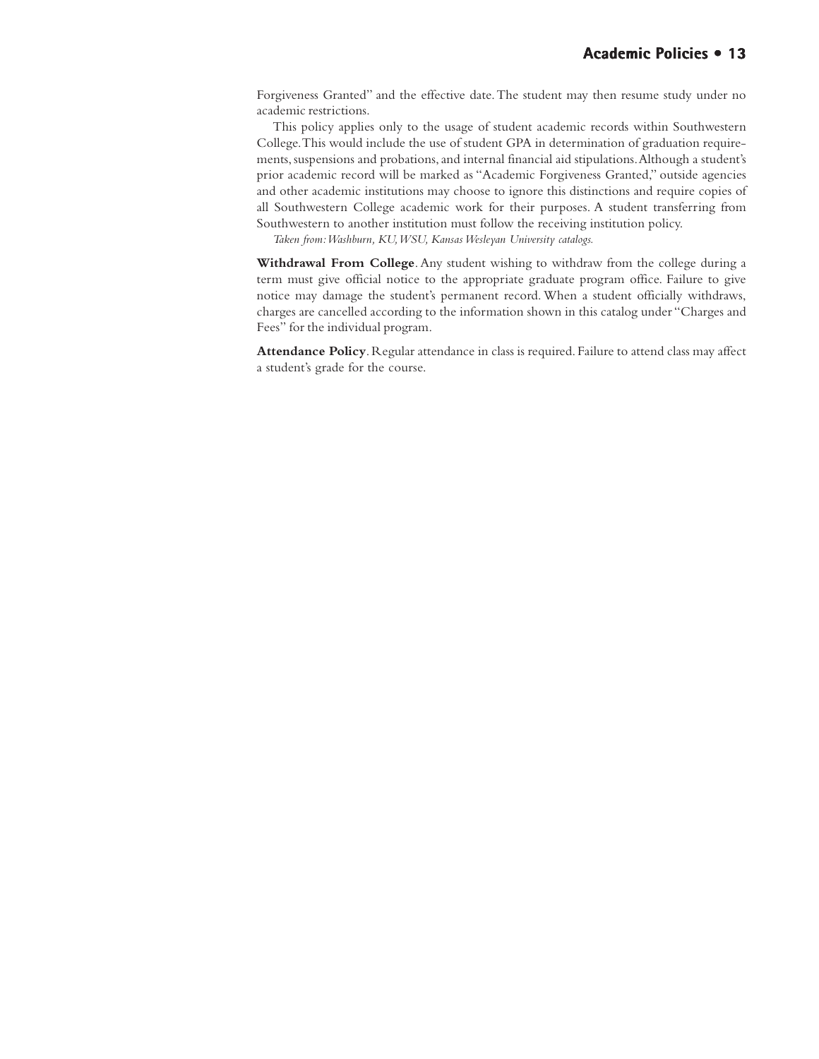Forgiveness Granted" and the effective date. The student may then resume study under no academic restrictions.

This policy applies only to the usage of student academic records within Southwestern College. This would include the use of student GPA in determination of graduation requirements, suspensions and probations, and internal financial aid stipulations. Although a student's prior academic record will be marked as "Academic Forgiveness Granted," outside agencies and other academic institutions may choose to ignore this distinctions and require copies of all Southwestern College academic work for their purposes. A student transferring from Southwestern to another institution must follow the receiving institution policy.

*Taken from: Washburn, KU, WSU, Kansas Wesleyan University catalogs.*

**Withdrawal From College**. Any student wishing to withdraw from the college during a term must give official notice to the appropriate graduate program office. Failure to give notice may damage the student's permanent record. When a student officially withdraws, charges are cancelled according to the information shown in this catalog under "Charges and Fees" for the individual program.

**Attendance Policy**. Regular attendance in class is required. Failure to attend class may affect a student's grade for the course.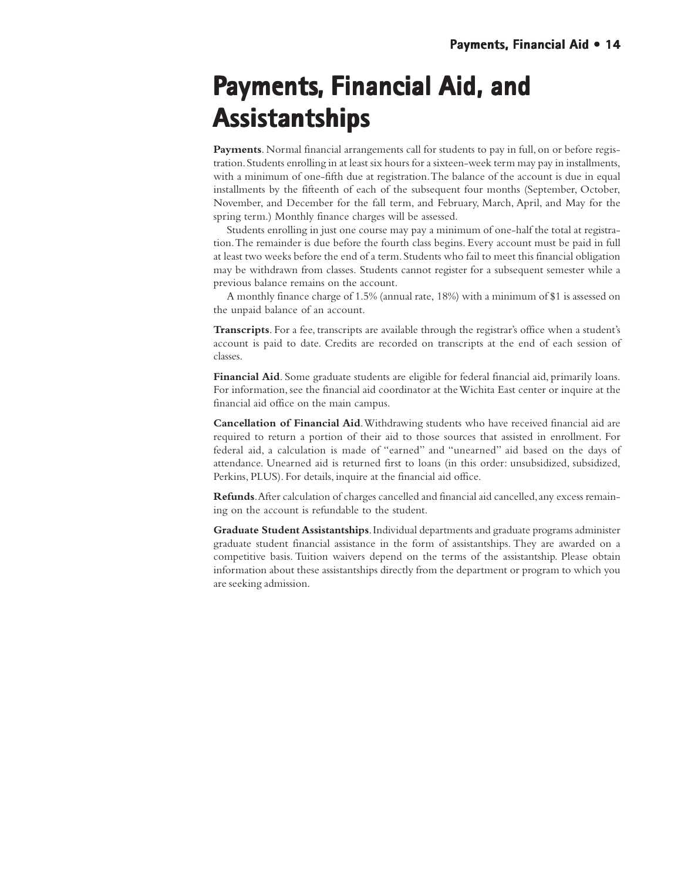# Payments, Financial Aid, and Assistantships

**Payments**. Normal financial arrangements call for students to pay in full, on or before registration. Students enrolling in at least six hours for a sixteen-week term may pay in installments, with a minimum of one-fifth due at registration. The balance of the account is due in equal installments by the fifteenth of each of the subsequent four months (September, October, November, and December for the fall term, and February, March, April, and May for the spring term.) Monthly finance charges will be assessed.

Students enrolling in just one course may pay a minimum of one-half the total at registration. The remainder is due before the fourth class begins. Every account must be paid in full at least two weeks before the end of a term. Students who fail to meet this financial obligation may be withdrawn from classes. Students cannot register for a subsequent semester while a previous balance remains on the account.

A monthly finance charge of 1.5% (annual rate, 18%) with a minimum of $1 is assessed on the unpaid balance of an account.

**Transcripts**. For a fee, transcripts are available through the registrar's office when a student's account is paid to date. Credits are recorded on transcripts at the end of each session of classes.

**Financial Aid**. Some graduate students are eligible for federal financial aid, primarily loans. For information, see the financial aid coordinator at the Wichita East center or inquire at the financial aid office on the main campus.

**Cancellation of Financial Aid**. Withdrawing students who have received financial aid are required to return a portion of their aid to those sources that assisted in enrollment. For federal aid, a calculation is made of "earned" and "unearned" aid based on the days of attendance. Unearned aid is returned first to loans (in this order: unsubsidized, subsidized, Perkins, PLUS). For details, inquire at the financial aid office.

**Refunds**. After calculation of charges cancelled and financial aid cancelled, any excess remaining on the account is refundable to the student.

**Graduate Student Assistantships**. Individual departments and graduate programs administer graduate student financial assistance in the form of assistantships. They are awarded on a competitive basis. Tuition waivers depend on the terms of the assistantship. Please obtain information about these assistantships directly from the department or program to which you are seeking admission.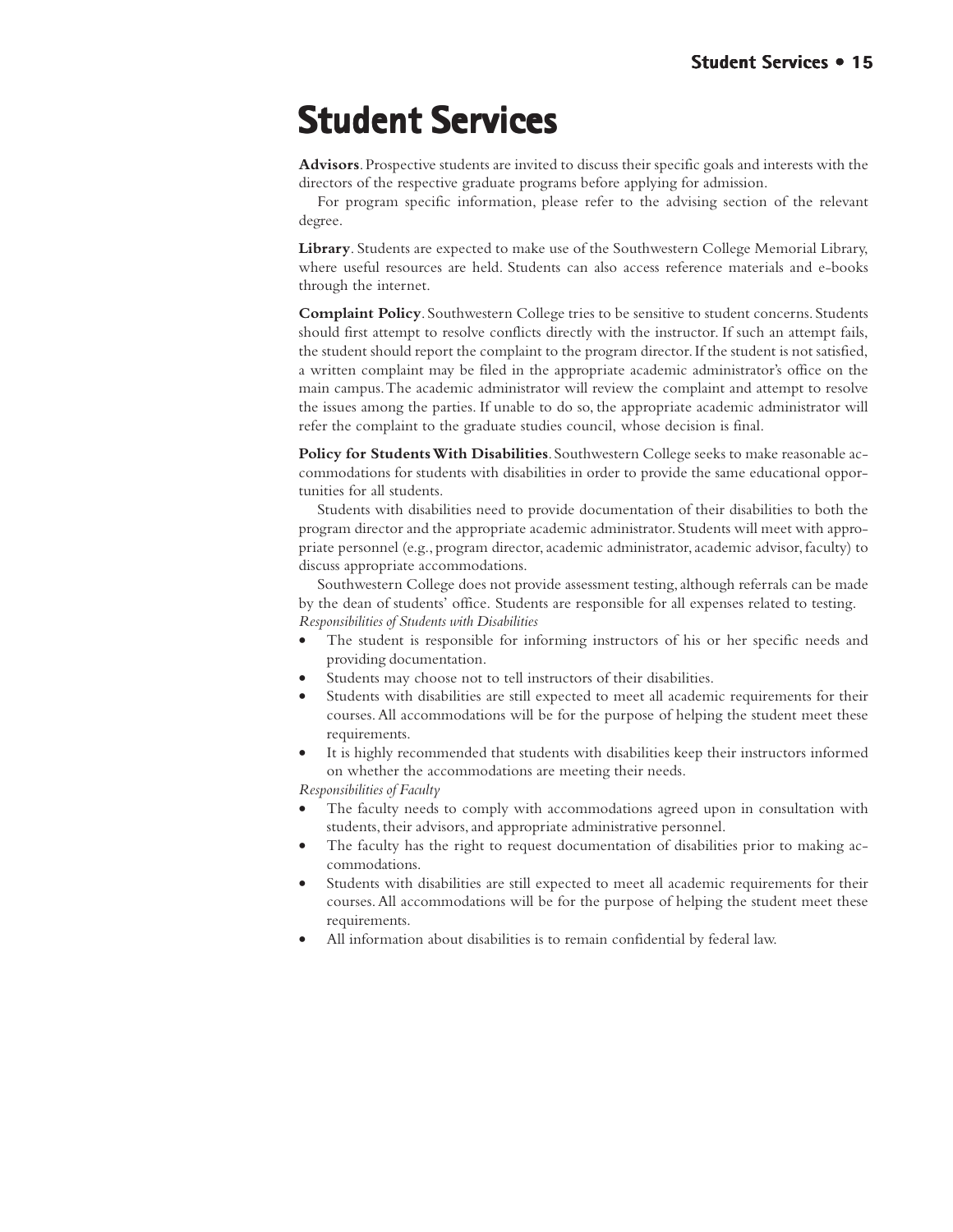# Student Services

**Advisors**. Prospective students are invited to discuss their specific goals and interests with the directors of the respective graduate programs before applying for admission.

For program specific information, please refer to the advising section of the relevant degree.

**Library**. Students are expected to make use of the Southwestern College Memorial Library, where useful resources are held. Students can also access reference materials and e-books through the internet.

**Complaint Policy**. Southwestern College tries to be sensitive to student concerns. Students should first attempt to resolve conflicts directly with the instructor. If such an attempt fails, the student should report the complaint to the program director. If the student is not satisfied, a written complaint may be filed in the appropriate academic administrator's office on the main campus. The academic administrator will review the complaint and attempt to resolve the issues among the parties. If unable to do so, the appropriate academic administrator will refer the complaint to the graduate studies council, whose decision is final.

**Policy for Students With Disabilities**. Southwestern College seeks to make reasonable accommodations for students with disabilities in order to provide the same educational opportunities for all students.

Students with disabilities need to provide documentation of their disabilities to both the program director and the appropriate academic administrator. Students will meet with appropriate personnel (e.g., program director, academic administrator, academic advisor, faculty) to discuss appropriate accommodations.

Southwestern College does not provide assessment testing, although referrals can be made by the dean of students' office. Students are responsible for all expenses related to testing.

*Responsibilities of Students with Disabilities*

- The student is responsible for informing instructors of his or her specific needs and providing documentation.
- Students may choose not to tell instructors of their disabilities.
- Students with disabilities are still expected to meet all academic requirements for their courses. All accommodations will be for the purpose of helping the student meet these requirements.
- It is highly recommended that students with disabilities keep their instructors informed on whether the accommodations are meeting their needs.

*Responsibilities of Faculty*

- The faculty needs to comply with accommodations agreed upon in consultation with students, their advisors, and appropriate administrative personnel.
- The faculty has the right to request documentation of disabilities prior to making accommodations.
- Students with disabilities are still expected to meet all academic requirements for their courses. All accommodations will be for the purpose of helping the student meet these requirements.
- All information about disabilities is to remain confidential by federal law.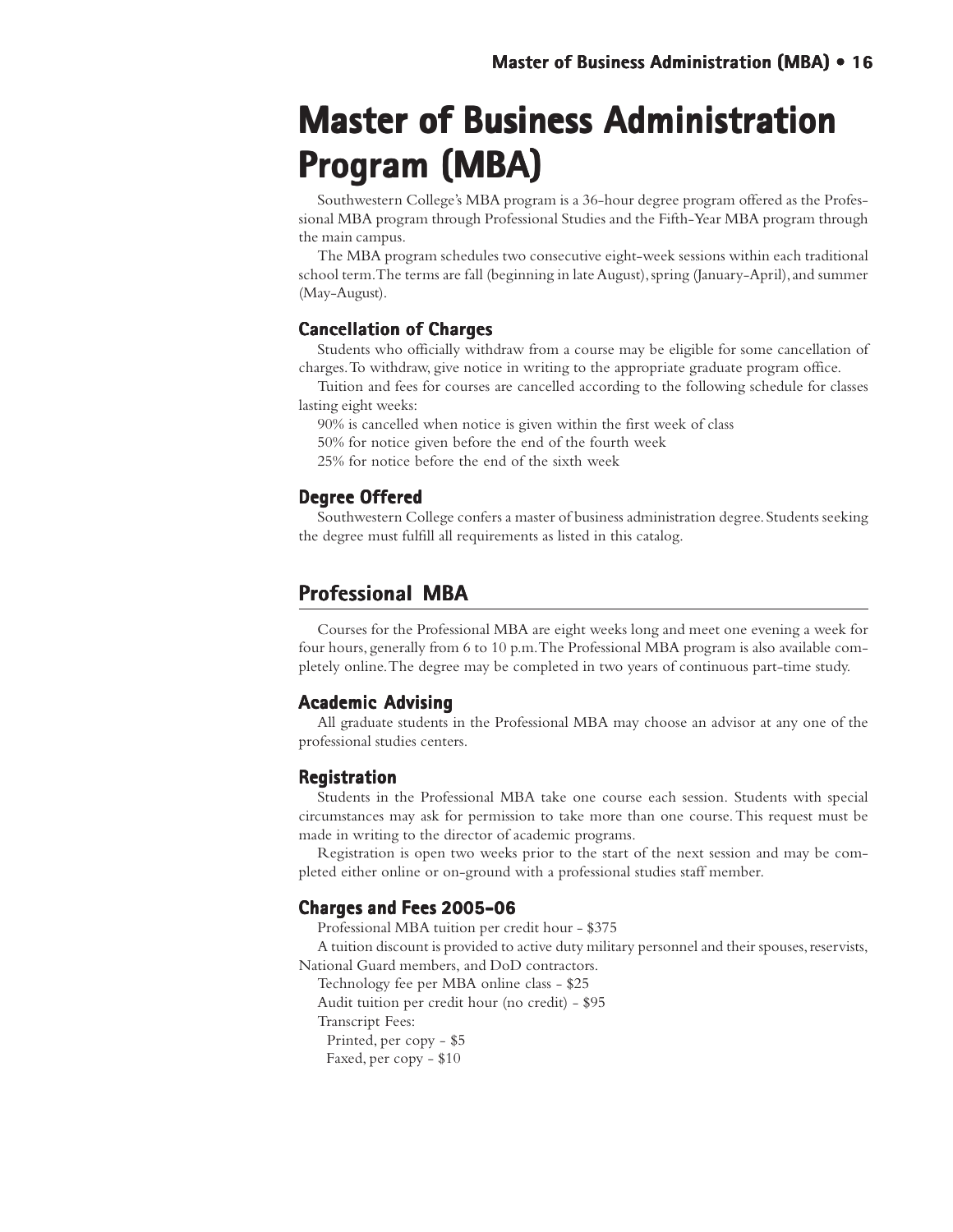# Master of Business Administration Program (MBA)

Southwestern College's MBA program is a 36-hour degree program offered as the Professional MBA program through Professional Studies and the Fifth-Year MBA program through the main campus.

The MBA program schedules two consecutive eight-week sessions within each traditional school term. The terms are fall (beginning in late August), spring (January-April), and summer (May-August).

### Cancellation of Charges

Students who officially withdraw from a course may be eligible for some cancellation of charges. To withdraw, give notice in writing to the appropriate graduate program office.

Tuition and fees for courses are cancelled according to the following schedule for classes lasting eight weeks:

90% is cancelled when notice is given within the first week of class
50% for notice given before the end of the fourth week
25% for notice before the end of the sixth week

### Degree Offered

Southwestern College confers a master of business administration degree. Students seeking the degree must fulfill all requirements as listed in this catalog.

## Professional MBA

Courses for the Professional MBA are eight weeks long and meet one evening a week for four hours, generally from 6 to 10 p.m. The Professional MBA program is also available completely online. The degree may be completed in two years of continuous part-time study.

### Academic Advising

All graduate students in the Professional MBA may choose an advisor at any one of the professional studies centers.

### Registration

Students in the Professional MBA take one course each session. Students with special circumstances may ask for permission to take more than one course. This request must be made in writing to the director of academic programs.

Registration is open two weeks prior to the start of the next session and may be completed either online or on-ground with a professional studies staff member.

### Charges and Fees 2005-06

Professional MBA tuition per credit hour - $375

A tuition discount is provided to active duty military personnel and their spouses, reservists, National Guard members, and DoD contractors.

Technology fee per MBA online class - $25

Audit tuition per credit hour (no credit) - $95

Transcript Fees:

- Printed, per copy - $5
- Faxed, per copy - $10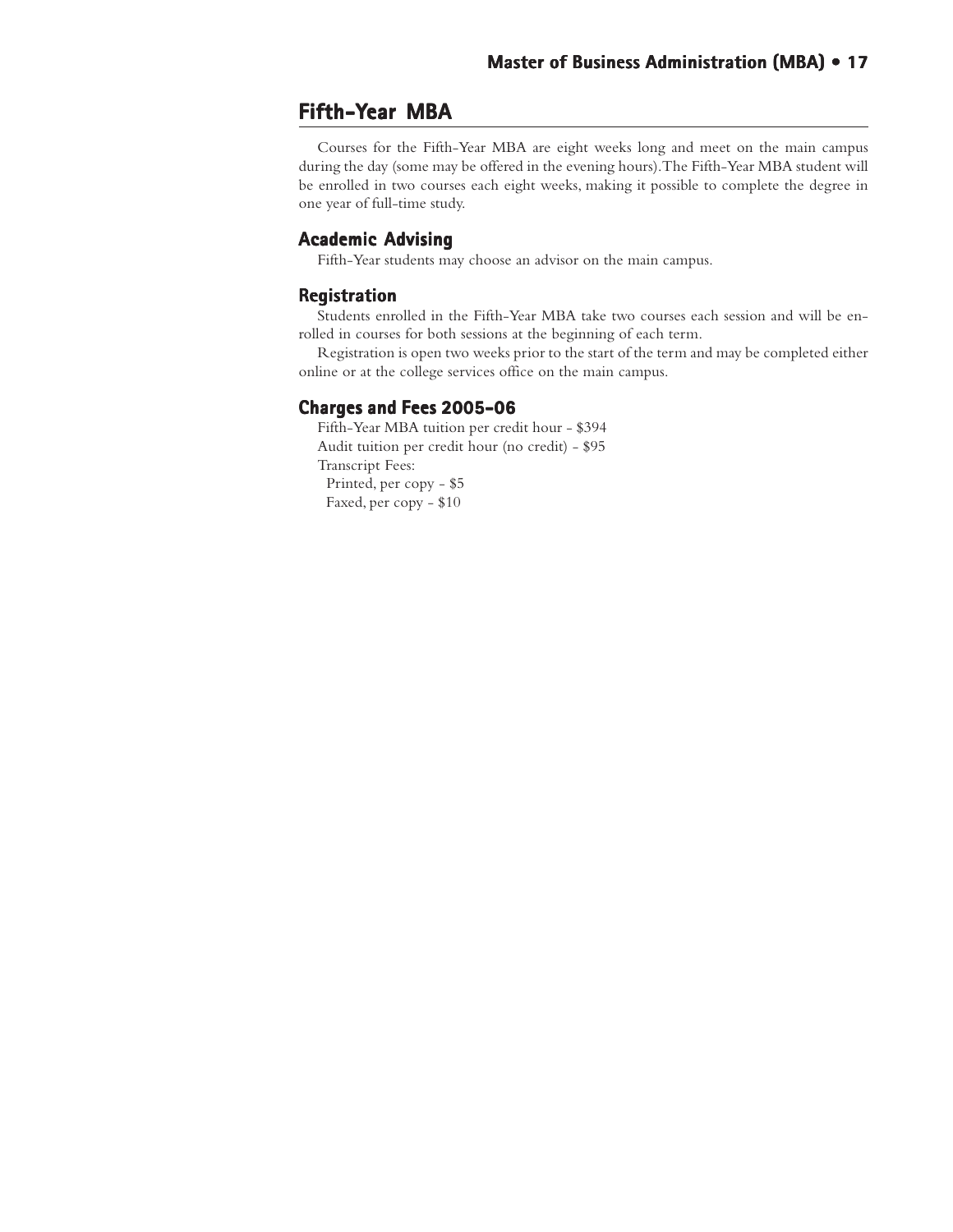## Fifth-Year MBA

Courses for the Fifth-Year MBA are eight weeks long and meet on the main campus during the day (some may be offered in the evening hours). The Fifth-Year MBA student will be enrolled in two courses each eight weeks, making it possible to complete the degree in one year of full-time study.

### Academic Advising

Fifth-Year students may choose an advisor on the main campus.

### Registration

Students enrolled in the Fifth-Year MBA take two courses each session and will be enrolled in courses for both sessions at the beginning of each term.

Registration is open two weeks prior to the start of the term and may be completed either online or at the college services office on the main campus.

### Charges and Fees 2005-06

Fifth-Year MBA tuition per credit hour - $394
Audit tuition per credit hour (no credit) - $95
Transcript Fees:
 Printed, per copy - $5
 Faxed, per copy - $10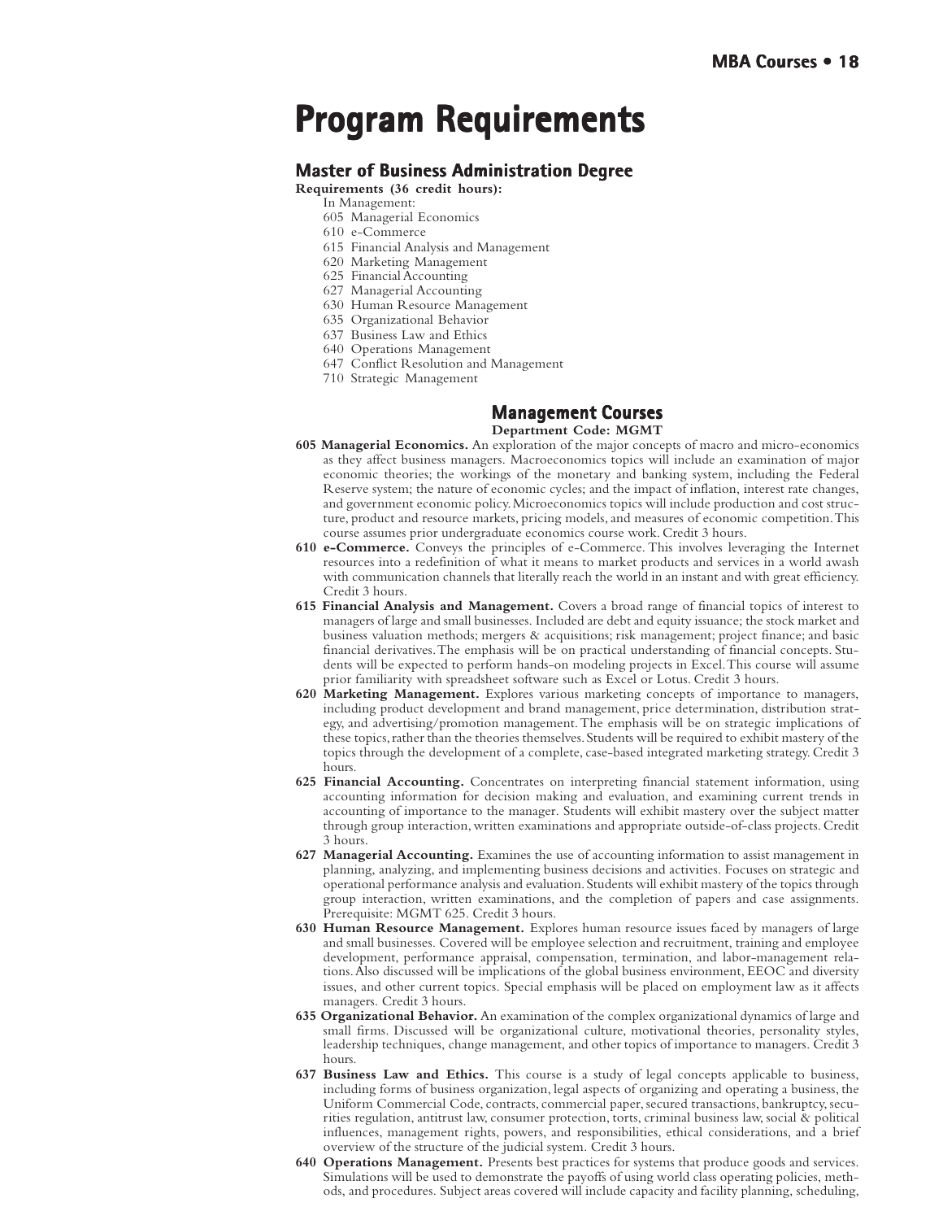# Program Requirements

## Master of Business Administration Degree

**Requirements (36 credit hours):**

In Management:

605 Managerial Economics
610 e-Commerce
615 Financial Analysis and Management
620 Marketing Management
625 Financial Accounting
627 Managerial Accounting
630 Human Resource Management
635 Organizational Behavior
637 Business Law and Ethics
640 Operations Management
647 Conflict Resolution and Management
710 Strategic Management

## Management Courses

**Department Code: MGMT**

**605 Managerial Economics.** An exploration of the major concepts of macro and micro-economics as they affect business managers. Macroeconomics topics will include an examination of major economic theories; the workings of the monetary and banking system, including the Federal Reserve system; the nature of economic cycles; and the impact of inflation, interest rate changes, and government economic policy. Microeconomics topics will include production and cost structure, product and resource markets, pricing models, and measures of economic competition. This course assumes prior undergraduate economics course work. Credit 3 hours.

**610 e-Commerce.** Conveys the principles of e-Commerce. This involves leveraging the Internet resources into a redefinition of what it means to market products and services in a world awash with communication channels that literally reach the world in an instant and with great efficiency. Credit 3 hours.

**615 Financial Analysis and Management.** Covers a broad range of financial topics of interest to managers of large and small businesses. Included are debt and equity issuance; the stock market and business valuation methods; mergers & acquisitions; risk management; project finance; and basic financial derivatives. The emphasis will be on practical understanding of financial concepts. Students will be expected to perform hands-on modeling projects in Excel. This course will assume prior familiarity with spreadsheet software such as Excel or Lotus. Credit 3 hours.

**620 Marketing Management.** Explores various marketing concepts of importance to managers, including product development and brand management, price determination, distribution strategy, and advertising/promotion management. The emphasis will be on strategic implications of these topics, rather than the theories themselves. Students will be required to exhibit mastery of the topics through the development of a complete, case-based integrated marketing strategy. Credit 3 hours.

**625 Financial Accounting.** Concentrates on interpreting financial statement information, using accounting information for decision making and evaluation, and examining current trends in accounting of importance to the manager. Students will exhibit mastery over the subject matter through group interaction, written examinations and appropriate outside-of-class projects. Credit 3 hours.

**627 Managerial Accounting.** Examines the use of accounting information to assist management in planning, analyzing, and implementing business decisions and activities. Focuses on strategic and operational performance analysis and evaluation. Students will exhibit mastery of the topics through group interaction, written examinations, and the completion of papers and case assignments. Prerequisite: MGMT 625. Credit 3 hours.

**630 Human Resource Management.** Explores human resource issues faced by managers of large and small businesses. Covered will be employee selection and recruitment, training and employee development, performance appraisal, compensation, termination, and labor-management relations. Also discussed will be implications of the global business environment, EEOC and diversity issues, and other current topics. Special emphasis will be placed on employment law as it affects managers. Credit 3 hours.

**635 Organizational Behavior.** An examination of the complex organizational dynamics of large and small firms. Discussed will be organizational culture, motivational theories, personality styles, leadership techniques, change management, and other topics of importance to managers. Credit 3 hours.

**637 Business Law and Ethics.** This course is a study of legal concepts applicable to business, including forms of business organization, legal aspects of organizing and operating a business, the Uniform Commercial Code, contracts, commercial paper, secured transactions, bankruptcy, securities regulation, antitrust law, consumer protection, torts, criminal business law, social & political influences, management rights, powers, and responsibilities, ethical considerations, and a brief overview of the structure of the judicial system. Credit 3 hours.

**640 Operations Management.** Presents best practices for systems that produce goods and services. Simulations will be used to demonstrate the payoffs of using world class operating policies, methods, and procedures. Subject areas covered will include capacity and facility planning, scheduling,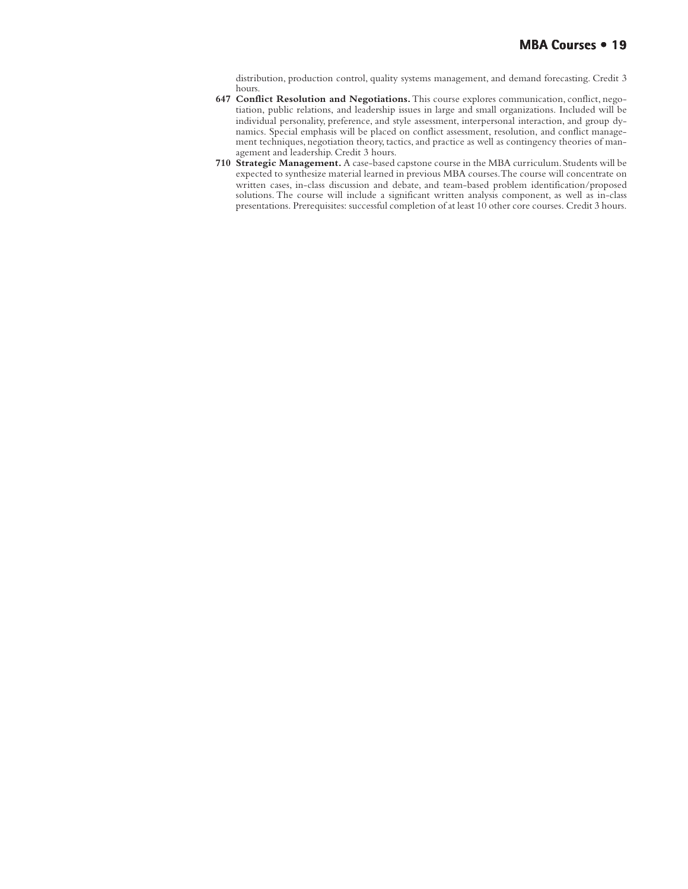distribution, production control, quality systems management, and demand forecasting. Credit 3 hours.

**647 Conflict Resolution and Negotiations.** This course explores communication, conflict, negotiation, public relations, and leadership issues in large and small organizations. Included will be individual personality, preference, and style assessment, interpersonal interaction, and group dynamics. Special emphasis will be placed on conflict assessment, resolution, and conflict management techniques, negotiation theory, tactics, and practice as well as contingency theories of management and leadership. Credit 3 hours.

**710 Strategic Management.** A case-based capstone course in the MBA curriculum. Students will be expected to synthesize material learned in previous MBA courses. The course will concentrate on written cases, in-class discussion and debate, and team-based problem identification/proposed solutions. The course will include a significant written analysis component, as well as in-class presentations. Prerequisites: successful completion of at least 10 other core courses. Credit 3 hours.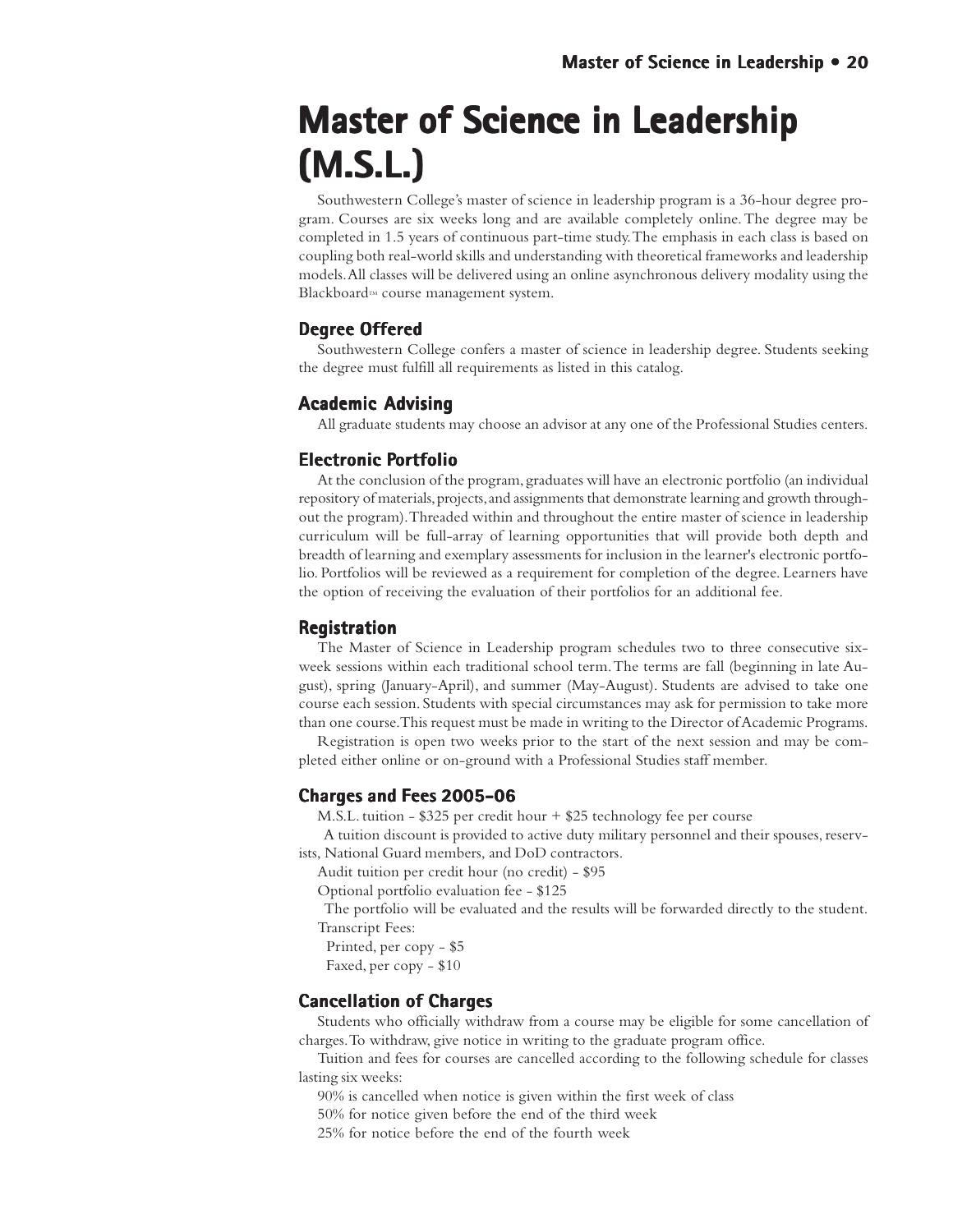# Master of Science in Leadership (M.S.L.)

Southwestern College's master of science in leadership program is a 36-hour degree program. Courses are six weeks long and are available completely online. The degree may be completed in 1.5 years of continuous part-time study. The emphasis in each class is based on coupling both real-world skills and understanding with theoretical frameworks and leadership models. All classes will be delivered using an online asynchronous delivery modality using the Blackboard™ course management system.

## Degree Offered

Southwestern College confers a master of science in leadership degree. Students seeking the degree must fulfill all requirements as listed in this catalog.

## Academic Advising

All graduate students may choose an advisor at any one of the Professional Studies centers.

## Electronic Portfolio

At the conclusion of the program, graduates will have an electronic portfolio (an individual repository of materials, projects, and assignments that demonstrate learning and growth throughout the program). Threaded within and throughout the entire master of science in leadership curriculum will be full-array of learning opportunities that will provide both depth and breadth of learning and exemplary assessments for inclusion in the learner's electronic portfolio. Portfolios will be reviewed as a requirement for completion of the degree. Learners have the option of receiving the evaluation of their portfolios for an additional fee.

## Registration

The Master of Science in Leadership program schedules two to three consecutive six-week sessions within each traditional school term. The terms are fall (beginning in late August), spring (January-April), and summer (May-August). Students are advised to take one course each session. Students with special circumstances may ask for permission to take more than one course. This request must be made in writing to the Director of Academic Programs.

Registration is open two weeks prior to the start of the next session and may be completed either online or on-ground with a Professional Studies staff member.

## Charges and Fees 2005-06

M.S.L. tuition - $325 per credit hour + $25 technology fee per course

A tuition discount is provided to active duty military personnel and their spouses, reservists, National Guard members, and DoD contractors.

Audit tuition per credit hour (no credit) - $95

Optional portfolio evaluation fee - $125

The portfolio will be evaluated and the results will be forwarded directly to the student.

Transcript Fees:

Printed, per copy - $5

Faxed, per copy - $10

## Cancellation of Charges

Students who officially withdraw from a course may be eligible for some cancellation of charges. To withdraw, give notice in writing to the graduate program office.

Tuition and fees for courses are cancelled according to the following schedule for classes lasting six weeks:

90% is cancelled when notice is given within the first week of class

50% for notice given before the end of the third week

25% for notice before the end of the fourth week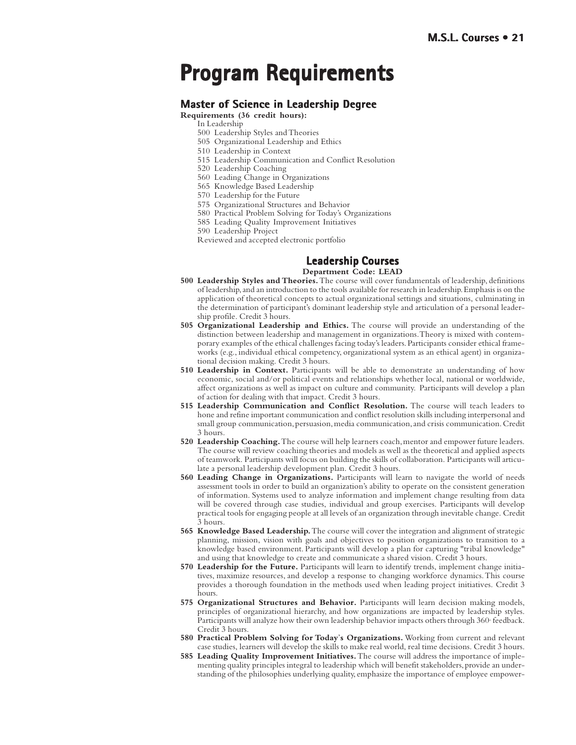# Program Requirements

## Master of Science in Leadership Degree

**Requirements (36 credit hours):**

In Leadership

500 Leadership Styles and Theories
505 Organizational Leadership and Ethics
510 Leadership in Context
515 Leadership Communication and Conflict Resolution
520 Leadership Coaching
560 Leading Change in Organizations
565 Knowledge Based Leadership
570 Leadership for the Future
575 Organizational Structures and Behavior
580 Practical Problem Solving for Today's Organizations
585 Leading Quality Improvement Initiatives
590 Leadership Project
Reviewed and accepted electronic portfolio

## Leadership Courses

**Department Code: LEAD**

**500 Leadership Styles and Theories.** The course will cover fundamentals of leadership, definitions of leadership, and an introduction to the tools available for research in leadership. Emphasis is on the application of theoretical concepts to actual organizational settings and situations, culminating in the determination of participant's dominant leadership style and articulation of a personal leadership profile. Credit 3 hours.

**505 Organizational Leadership and Ethics.** The course will provide an understanding of the distinction between leadership and management in organizations. Theory is mixed with contemporary examples of the ethical challenges facing today's leaders. Participants consider ethical frameworks (e.g., individual ethical competency, organizational system as an ethical agent) in organizational decision making. Credit 3 hours.

**510 Leadership in Context.** Participants will be able to demonstrate an understanding of how economic, social and/or political events and relationships whether local, national or worldwide, affect organizations as well as impact on culture and community. Participants will develop a plan of action for dealing with that impact. Credit 3 hours.

**515 Leadership Communication and Conflict Resolution.** The course will teach leaders to hone and refine important communication and conflict resolution skills including interpersonal and small group communication, persuasion, media communication, and crisis communication. Credit 3 hours.

**520 Leadership Coaching.** The course will help learners coach, mentor and empower future leaders. The course will review coaching theories and models as well as the theoretical and applied aspects of teamwork. Participants will focus on building the skills of collaboration. Participants will articulate a personal leadership development plan. Credit 3 hours.

**560 Leading Change in Organizations.** Participants will learn to navigate the world of needs assessment tools in order to build an organization's ability to operate on the consistent generation of information. Systems used to analyze information and implement change resulting from data will be covered through case studies, individual and group exercises. Participants will develop practical tools for engaging people at all levels of an organization through inevitable change. Credit 3 hours.

**565 Knowledge Based Leadership.** The course will cover the integration and alignment of strategic planning, mission, vision with goals and objectives to position organizations to transition to a knowledge based environment. Participants will develop a plan for capturing "tribal knowledge" and using that knowledge to create and communicate a shared vision. Credit 3 hours.

**570 Leadership for the Future.** Participants will learn to identify trends, implement change initiatives, maximize resources, and develop a response to changing workforce dynamics. This course provides a thorough foundation in the methods used when leading project initiatives. Credit 3 hours.

**575 Organizational Structures and Behavior.** Participants will learn decision making models, principles of organizational hierarchy, and how organizations are impacted by leadership styles. Participants will analyze how their own leadership behavior impacts others through 360° feedback. Credit 3 hours.

**580 Practical Problem Solving for Today's Organizations.** Working from current and relevant case studies, learners will develop the skills to make real world, real time decisions. Credit 3 hours.

**585 Leading Quality Improvement Initiatives.** The course will address the importance of implementing quality principles integral to leadership which will benefit stakeholders, provide an understanding of the philosophies underlying quality, emphasize the importance of employee empower-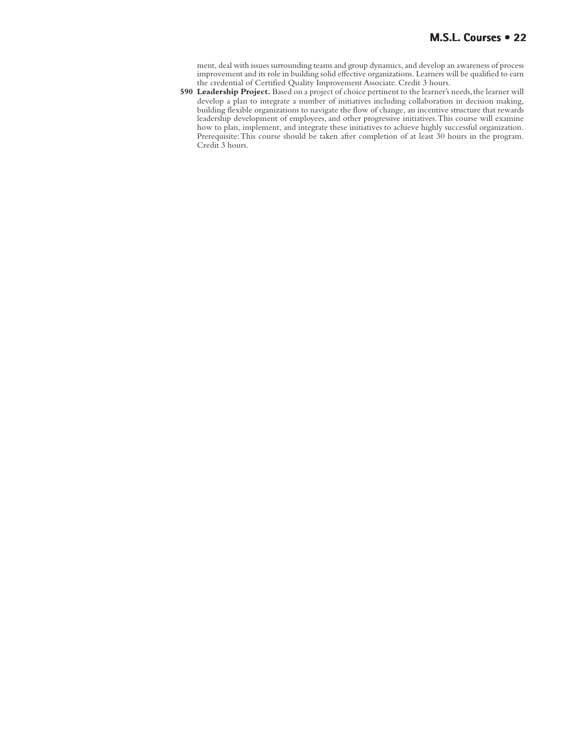ment, deal with issues surrounding teams and group dynamics, and develop an awareness of process improvement and its role in building solid effective organizations. Learners will be qualified to earn the credential of Certified Quality Improvement Associate. Credit 3 hours.

**590 Leadership Project.** Based on a project of choice pertinent to the learner's needs, the learner will develop a plan to integrate a number of initiatives including collaboration in decision making, building flexible organizations to navigate the flow of change, an incentive structure that rewards leadership development of employees, and other progressive initiatives. This course will examine how to plan, implement, and integrate these initiatives to achieve highly successful organization. Prerequisite: This course should be taken after completion of at least 30 hours in the program. Credit 3 hours.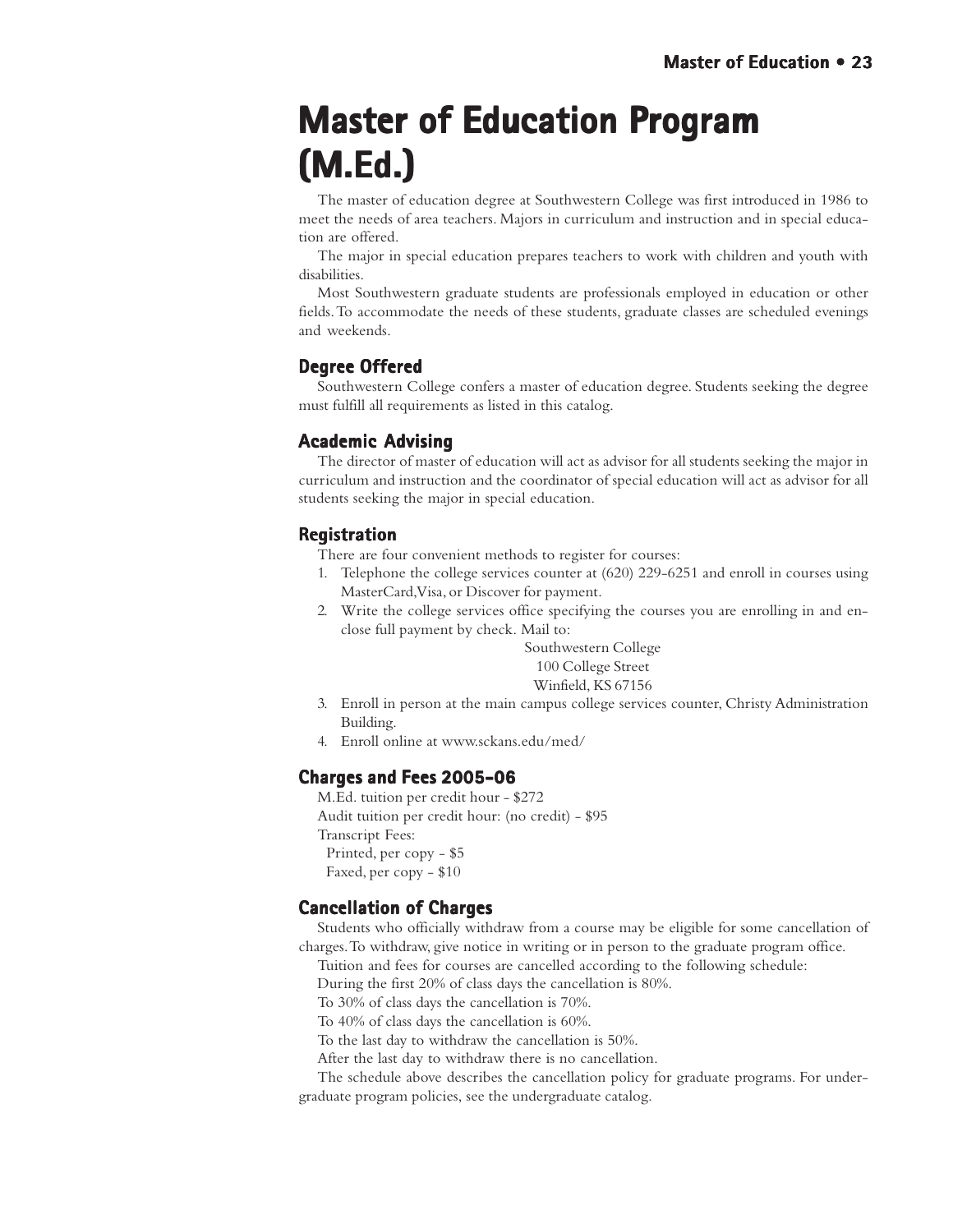# Master of Education Program (M.Ed.)

The master of education degree at Southwestern College was first introduced in 1986 to meet the needs of area teachers. Majors in curriculum and instruction and in special education are offered.

The major in special education prepares teachers to work with children and youth with disabilities.

Most Southwestern graduate students are professionals employed in education or other fields. To accommodate the needs of these students, graduate classes are scheduled evenings and weekends.

## Degree Offered

Southwestern College confers a master of education degree. Students seeking the degree must fulfill all requirements as listed in this catalog.

## Academic Advising

The director of master of education will act as advisor for all students seeking the major in curriculum and instruction and the coordinator of special education will act as advisor for all students seeking the major in special education.

## Registration

There are four convenient methods to register for courses:

1. Telephone the college services counter at (620) 229-6251 and enroll in courses using MasterCard, Visa, or Discover for payment.
2. Write the college services office specifying the courses you are enrolling in and enclose full payment by check. Mail to:

   Southwestern College
   100 College Street
   Winfield, KS 67156
3. Enroll in person at the main campus college services counter, Christy Administration Building.
4. Enroll online at www.sckans.edu/med/

## Charges and Fees 2005-06

M.Ed. tuition per credit hour - $272
Audit tuition per credit hour: (no credit) - $95
Transcript Fees:
- Printed, per copy - $5
- Faxed, per copy - $10

## Cancellation of Charges

Students who officially withdraw from a course may be eligible for some cancellation of charges. To withdraw, give notice in writing or in person to the graduate program office.

Tuition and fees for courses are cancelled according to the following schedule:

During the first 20% of class days the cancellation is 80%.

To 30% of class days the cancellation is 70%.

To 40% of class days the cancellation is 60%.

To the last day to withdraw the cancellation is 50%.

After the last day to withdraw there is no cancellation.

The schedule above describes the cancellation policy for graduate programs. For undergraduate program policies, see the undergraduate catalog.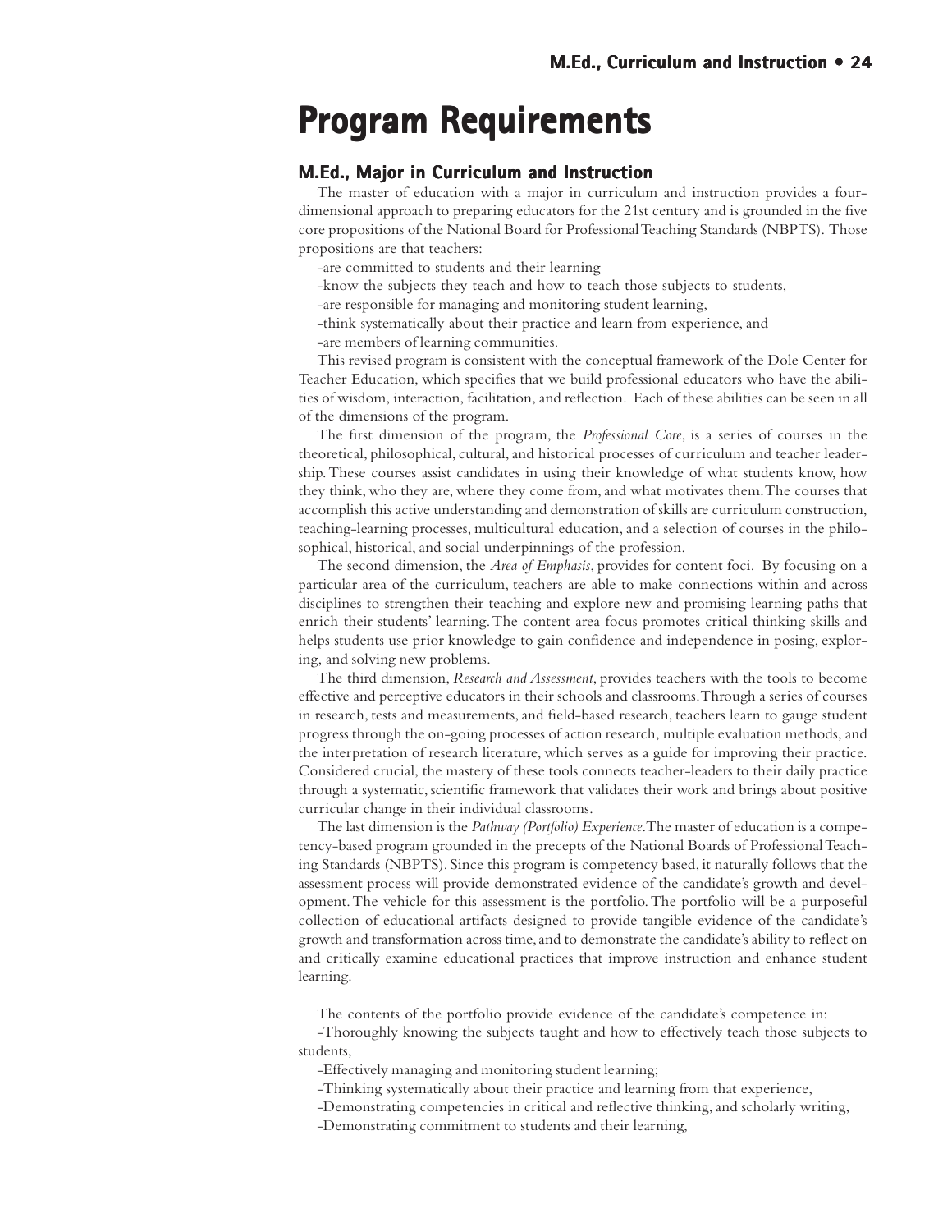# Program Requirements

## M.Ed., Major in Curriculum and Instruction

The master of education with a major in curriculum and instruction provides a four-dimensional approach to preparing educators for the 21st century and is grounded in the five core propositions of the National Board for Professional Teaching Standards (NBPTS). Those propositions are that teachers:

-are committed to students and their learning

-know the subjects they teach and how to teach those subjects to students,

-are responsible for managing and monitoring student learning,

-think systematically about their practice and learn from experience, and

-are members of learning communities.

This revised program is consistent with the conceptual framework of the Dole Center for Teacher Education, which specifies that we build professional educators who have the abilities of wisdom, interaction, facilitation, and reflection. Each of these abilities can be seen in all of the dimensions of the program.

The first dimension of the program, the *Professional Core*, is a series of courses in the theoretical, philosophical, cultural, and historical processes of curriculum and teacher leadership. These courses assist candidates in using their knowledge of what students know, how they think, who they are, where they come from, and what motivates them. The courses that accomplish this active understanding and demonstration of skills are curriculum construction, teaching-learning processes, multicultural education, and a selection of courses in the philosophical, historical, and social underpinnings of the profession.

The second dimension, the *Area of Emphasis*, provides for content foci. By focusing on a particular area of the curriculum, teachers are able to make connections within and across disciplines to strengthen their teaching and explore new and promising learning paths that enrich their students' learning. The content area focus promotes critical thinking skills and helps students use prior knowledge to gain confidence and independence in posing, exploring, and solving new problems.

The third dimension, *Research and Assessment*, provides teachers with the tools to become effective and perceptive educators in their schools and classrooms. Through a series of courses in research, tests and measurements, and field-based research, teachers learn to gauge student progress through the on-going processes of action research, multiple evaluation methods, and the interpretation of research literature, which serves as a guide for improving their practice. Considered crucial, the mastery of these tools connects teacher-leaders to their daily practice through a systematic, scientific framework that validates their work and brings about positive curricular change in their individual classrooms.

The last dimension is the *Pathway (Portfolio) Experience*. The master of education is a competency-based program grounded in the precepts of the National Boards of Professional Teaching Standards (NBPTS). Since this program is competency based, it naturally follows that the assessment process will provide demonstrated evidence of the candidate's growth and development. The vehicle for this assessment is the portfolio. The portfolio will be a purposeful collection of educational artifacts designed to provide tangible evidence of the candidate's growth and transformation across time, and to demonstrate the candidate's ability to reflect on and critically examine educational practices that improve instruction and enhance student learning.

The contents of the portfolio provide evidence of the candidate's competence in:

-Thoroughly knowing the subjects taught and how to effectively teach those subjects to students,

-Effectively managing and monitoring student learning;

-Thinking systematically about their practice and learning from that experience,

-Demonstrating competencies in critical and reflective thinking, and scholarly writing,

-Demonstrating commitment to students and their learning,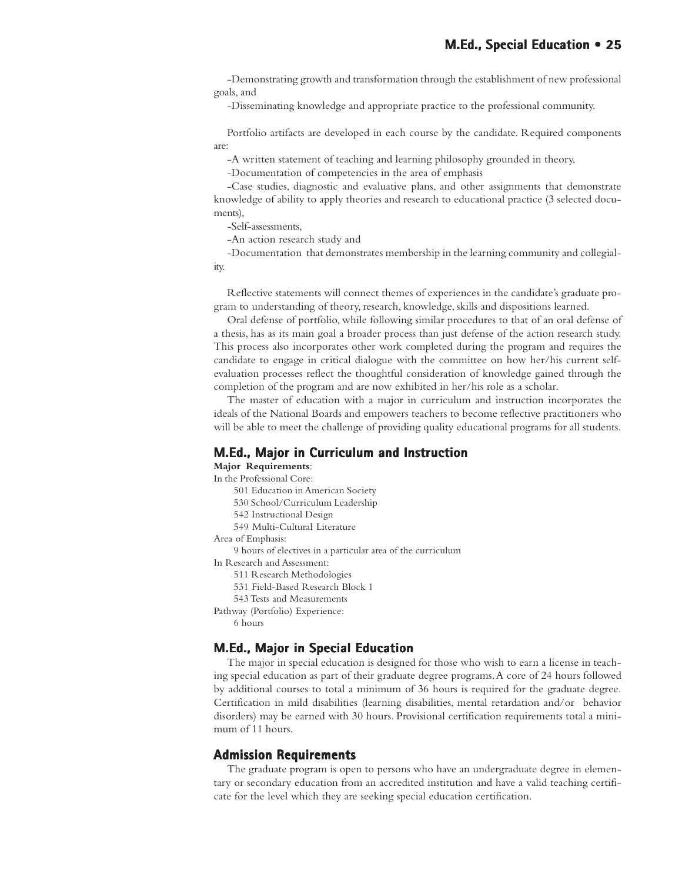-Demonstrating growth and transformation through the establishment of new professional goals, and

-Disseminating knowledge and appropriate practice to the professional community.

Portfolio artifacts are developed in each course by the candidate. Required components are:

-A written statement of teaching and learning philosophy grounded in theory,

-Documentation of competencies in the area of emphasis

-Case studies, diagnostic and evaluative plans, and other assignments that demonstrate knowledge of ability to apply theories and research to educational practice (3 selected documents),

-Self-assessments,

-An action research study and

-Documentation that demonstrates membership in the learning community and collegiality.

Reflective statements will connect themes of experiences in the candidate's graduate program to understanding of theory, research, knowledge, skills and dispositions learned.

Oral defense of portfolio, while following similar procedures to that of an oral defense of a thesis, has as its main goal a broader process than just defense of the action research study. This process also incorporates other work completed during the program and requires the candidate to engage in critical dialogue with the committee on how her/his current self-evaluation processes reflect the thoughtful consideration of knowledge gained through the completion of the program and are now exhibited in her/his role as a scholar.

The master of education with a major in curriculum and instruction incorporates the ideals of the National Boards and empowers teachers to become reflective practitioners who will be able to meet the challenge of providing quality educational programs for all students.

## M.Ed., Major in Curriculum and Instruction

**Major Requirements**:

In the Professional Core:

- 501 Education in American Society
- 530 School/Curriculum Leadership
- 542 Instructional Design
- 549 Multi-Cultural Literature

Area of Emphasis:

- 9 hours of electives in a particular area of the curriculum

In Research and Assessment:

- 511 Research Methodologies
- 531 Field-Based Research Block 1
- 543 Tests and Measurements

Pathway (Portfolio) Experience:

- 6 hours

## M.Ed., Major in Special Education

The major in special education is designed for those who wish to earn a license in teaching special education as part of their graduate degree programs. A core of 24 hours followed by additional courses to total a minimum of 36 hours is required for the graduate degree. Certification in mild disabilities (learning disabilities, mental retardation and/or behavior disorders) may be earned with 30 hours. Provisional certification requirements total a minimum of 11 hours.

## Admission Requirements

The graduate program is open to persons who have an undergraduate degree in elementary or secondary education from an accredited institution and have a valid teaching certificate for the level which they are seeking special education certification.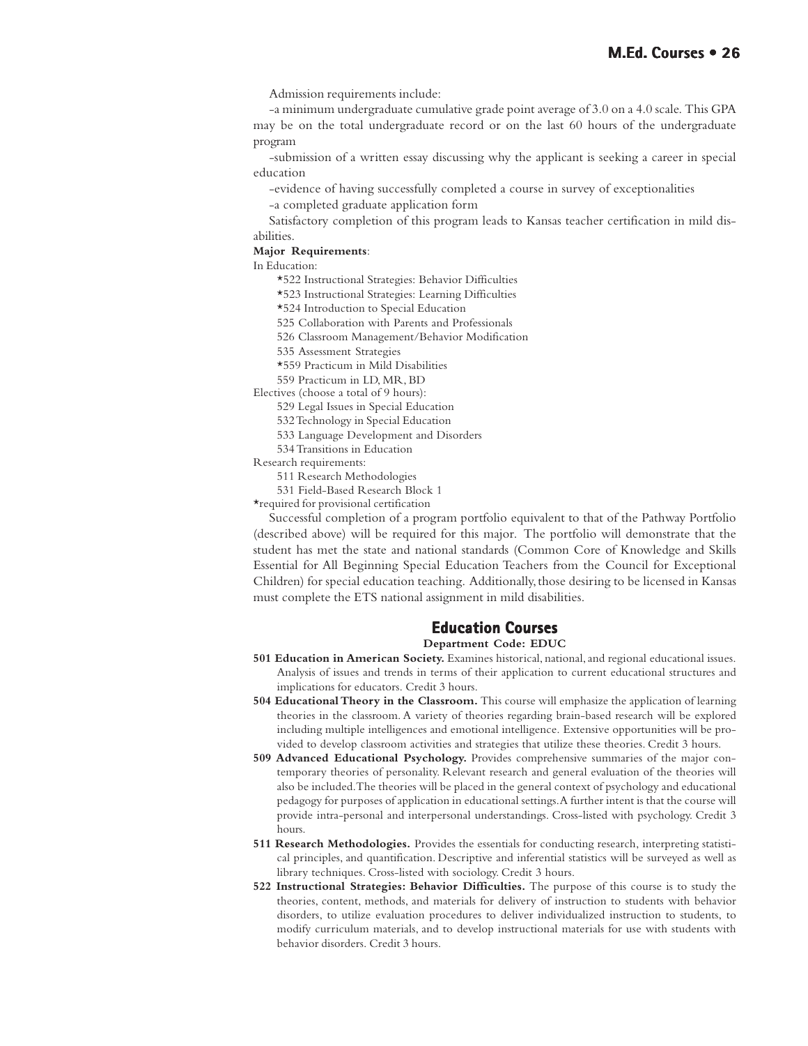Admission requirements include:

-a minimum undergraduate cumulative grade point average of 3.0 on a 4.0 scale. This GPA may be on the total undergraduate record or on the last 60 hours of the undergraduate program

-submission of a written essay discussing why the applicant is seeking a career in special education

-evidence of having successfully completed a course in survey of exceptionalities

-a completed graduate application form

Satisfactory completion of this program leads to Kansas teacher certification in mild disabilities.

**Major Requirements**:

In Education:

*522 Instructional Strategies: Behavior Difficulties
*523 Instructional Strategies: Learning Difficulties
*524 Introduction to Special Education
525 Collaboration with Parents and Professionals
526 Classroom Management/Behavior Modification
535 Assessment Strategies
*559 Practicum in Mild Disabilities
559 Practicum in LD, MR, BD

Electives (choose a total of 9 hours):

529 Legal Issues in Special Education
532 Technology in Special Education
533 Language Development and Disorders
534 Transitions in Education

Research requirements:

511 Research Methodologies
531 Field-Based Research Block 1

*required for provisional certification

Successful completion of a program portfolio equivalent to that of the Pathway Portfolio (described above) will be required for this major. The portfolio will demonstrate that the student has met the state and national standards (Common Core of Knowledge and Skills Essential for All Beginning Special Education Teachers from the Council for Exceptional Children) for special education teaching. Additionally, those desiring to be licensed in Kansas must complete the ETS national assignment in mild disabilities.

## Education Courses

**Department Code: EDUC**

**501 Education in American Society.** Examines historical, national, and regional educational issues. Analysis of issues and trends in terms of their application to current educational structures and implications for educators. Credit 3 hours.

**504 Educational Theory in the Classroom.** This course will emphasize the application of learning theories in the classroom. A variety of theories regarding brain-based research will be explored including multiple intelligences and emotional intelligence. Extensive opportunities will be provided to develop classroom activities and strategies that utilize these theories. Credit 3 hours.

**509 Advanced Educational Psychology.** Provides comprehensive summaries of the major contemporary theories of personality. Relevant research and general evaluation of the theories will also be included. The theories will be placed in the general context of psychology and educational pedagogy for purposes of application in educational settings. A further intent is that the course will provide intra-personal and interpersonal understandings. Cross-listed with psychology. Credit 3 hours.

**511 Research Methodologies.** Provides the essentials for conducting research, interpreting statistical principles, and quantification. Descriptive and inferential statistics will be surveyed as well as library techniques. Cross-listed with sociology. Credit 3 hours.

**522 Instructional Strategies: Behavior Difficulties.** The purpose of this course is to study the theories, content, methods, and materials for delivery of instruction to students with behavior disorders, to utilize evaluation procedures to deliver individualized instruction to students, to modify curriculum materials, and to develop instructional materials for use with students with behavior disorders. Credit 3 hours.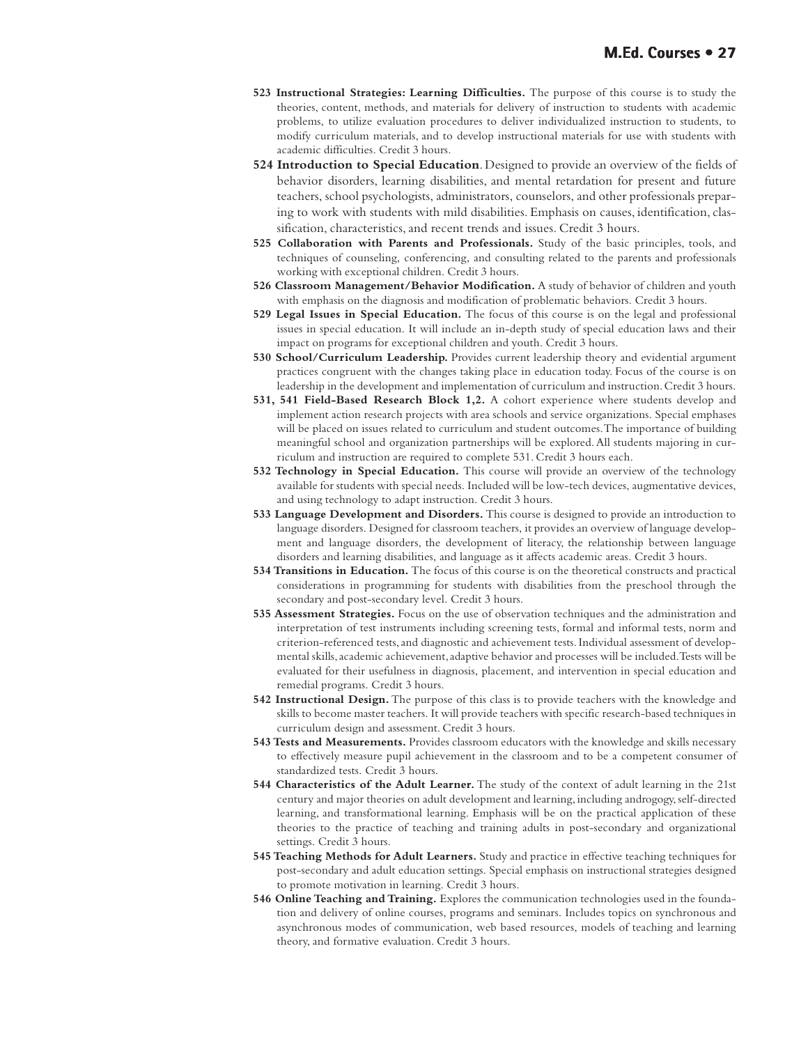**523 Instructional Strategies: Learning Difficulties.** The purpose of this course is to study the theories, content, methods, and materials for delivery of instruction to students with academic problems, to utilize evaluation procedures to deliver individualized instruction to students, to modify curriculum materials, and to develop instructional materials for use with students with academic difficulties. Credit 3 hours.

**524 Introduction to Special Education**. Designed to provide an overview of the fields of behavior disorders, learning disabilities, and mental retardation for present and future teachers, school psychologists, administrators, counselors, and other professionals preparing to work with students with mild disabilities. Emphasis on causes, identification, classification, characteristics, and recent trends and issues. Credit 3 hours.

**525 Collaboration with Parents and Professionals.** Study of the basic principles, tools, and techniques of counseling, conferencing, and consulting related to the parents and professionals working with exceptional children. Credit 3 hours.

**526 Classroom Management/Behavior Modification.** A study of behavior of children and youth with emphasis on the diagnosis and modification of problematic behaviors. Credit 3 hours.

**529 Legal Issues in Special Education.** The focus of this course is on the legal and professional issues in special education. It will include an in-depth study of special education laws and their impact on programs for exceptional children and youth. Credit 3 hours.

**530 School/Curriculum Leadership.** Provides current leadership theory and evidential argument practices congruent with the changes taking place in education today. Focus of the course is on leadership in the development and implementation of curriculum and instruction. Credit 3 hours.

**531, 541 Field-Based Research Block 1,2.** A cohort experience where students develop and implement action research projects with area schools and service organizations. Special emphases will be placed on issues related to curriculum and student outcomes. The importance of building meaningful school and organization partnerships will be explored. All students majoring in curriculum and instruction are required to complete 531. Credit 3 hours each.

**532 Technology in Special Education.** This course will provide an overview of the technology available for students with special needs. Included will be low-tech devices, augmentative devices, and using technology to adapt instruction. Credit 3 hours.

**533 Language Development and Disorders.** This course is designed to provide an introduction to language disorders. Designed for classroom teachers, it provides an overview of language development and language disorders, the development of literacy, the relationship between language disorders and learning disabilities, and language as it affects academic areas. Credit 3 hours.

**534 Transitions in Education.** The focus of this course is on the theoretical constructs and practical considerations in programming for students with disabilities from the preschool through the secondary and post-secondary level. Credit 3 hours.

**535 Assessment Strategies.** Focus on the use of observation techniques and the administration and interpretation of test instruments including screening tests, formal and informal tests, norm and criterion-referenced tests, and diagnostic and achievement tests. Individual assessment of developmental skills, academic achievement, adaptive behavior and processes will be included. Tests will be evaluated for their usefulness in diagnosis, placement, and intervention in special education and remedial programs. Credit 3 hours.

**542 Instructional Design.** The purpose of this class is to provide teachers with the knowledge and skills to become master teachers. It will provide teachers with specific research-based techniques in curriculum design and assessment. Credit 3 hours.

**543 Tests and Measurements.** Provides classroom educators with the knowledge and skills necessary to effectively measure pupil achievement in the classroom and to be a competent consumer of standardized tests. Credit 3 hours.

**544 Characteristics of the Adult Learner.** The study of the context of adult learning in the 21st century and major theories on adult development and learning, including androgogy, self-directed learning, and transformational learning. Emphasis will be on the practical application of these theories to the practice of teaching and training adults in post-secondary and organizational settings. Credit 3 hours.

**545 Teaching Methods for Adult Learners.** Study and practice in effective teaching techniques for post-secondary and adult education settings. Special emphasis on instructional strategies designed to promote motivation in learning. Credit 3 hours.

**546 Online Teaching and Training.** Explores the communication technologies used in the foundation and delivery of online courses, programs and seminars. Includes topics on synchronous and asynchronous modes of communication, web based resources, models of teaching and learning theory, and formative evaluation. Credit 3 hours.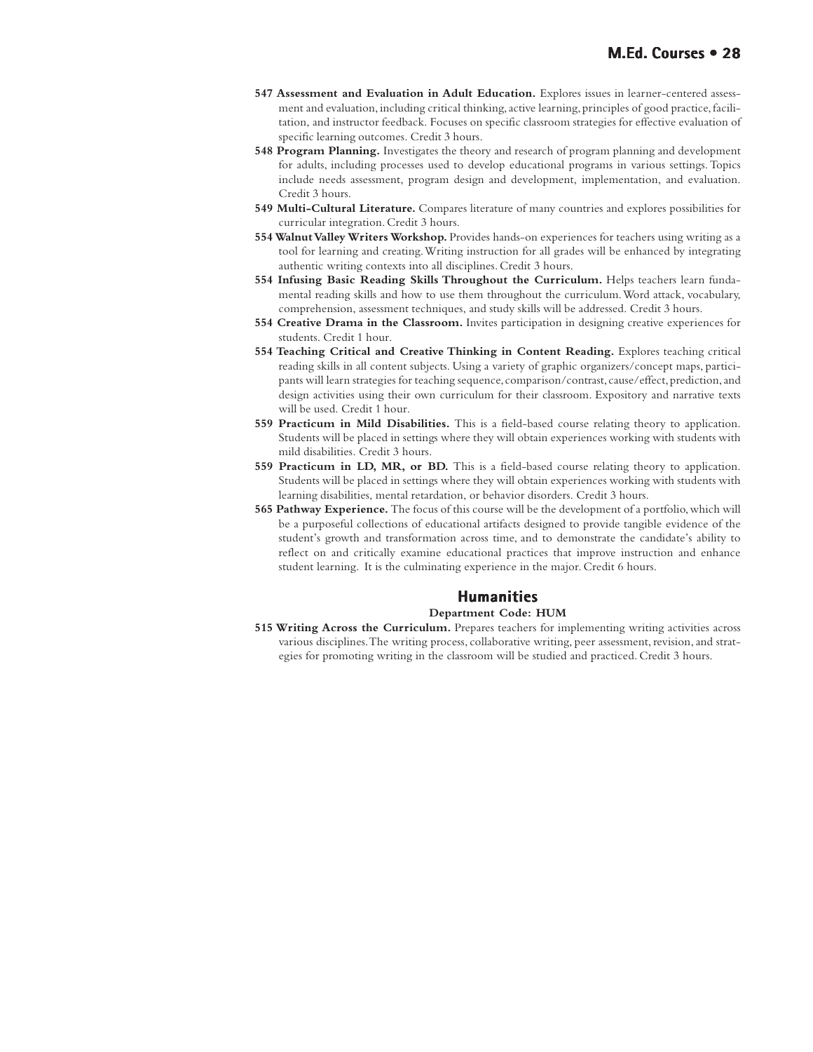**547 Assessment and Evaluation in Adult Education.** Explores issues in learner-centered assessment and evaluation, including critical thinking, active learning, principles of good practice, facilitation, and instructor feedback. Focuses on specific classroom strategies for effective evaluation of specific learning outcomes. Credit 3 hours.

**548 Program Planning.** Investigates the theory and research of program planning and development for adults, including processes used to develop educational programs in various settings. Topics include needs assessment, program design and development, implementation, and evaluation. Credit 3 hours.

**549 Multi-Cultural Literature.** Compares literature of many countries and explores possibilities for curricular integration. Credit 3 hours.

**554 Walnut Valley Writers Workshop.** Provides hands-on experiences for teachers using writing as a tool for learning and creating. Writing instruction for all grades will be enhanced by integrating authentic writing contexts into all disciplines. Credit 3 hours.

**554 Infusing Basic Reading Skills Throughout the Curriculum.** Helps teachers learn fundamental reading skills and how to use them throughout the curriculum. Word attack, vocabulary, comprehension, assessment techniques, and study skills will be addressed. Credit 3 hours.

**554 Creative Drama in the Classroom.** Invites participation in designing creative experiences for students. Credit 1 hour.

**554 Teaching Critical and Creative Thinking in Content Reading.** Explores teaching critical reading skills in all content subjects. Using a variety of graphic organizers/concept maps, participants will learn strategies for teaching sequence, comparison/contrast, cause/effect, prediction, and design activities using their own curriculum for their classroom. Expository and narrative texts will be used. Credit 1 hour.

**559 Practicum in Mild Disabilities.** This is a field-based course relating theory to application. Students will be placed in settings where they will obtain experiences working with students with mild disabilities. Credit 3 hours.

**559 Practicum in LD, MR, or BD.** This is a field-based course relating theory to application. Students will be placed in settings where they will obtain experiences working with students with learning disabilities, mental retardation, or behavior disorders. Credit 3 hours.

**565 Pathway Experience.** The focus of this course will be the development of a portfolio, which will be a purposeful collections of educational artifacts designed to provide tangible evidence of the student's growth and transformation across time, and to demonstrate the candidate's ability to reflect on and critically examine educational practices that improve instruction and enhance student learning. It is the culminating experience in the major. Credit 6 hours.

## Humanities

**Department Code: HUM**

**515 Writing Across the Curriculum.** Prepares teachers for implementing writing activities across various disciplines. The writing process, collaborative writing, peer assessment, revision, and strategies for promoting writing in the classroom will be studied and practiced. Credit 3 hours.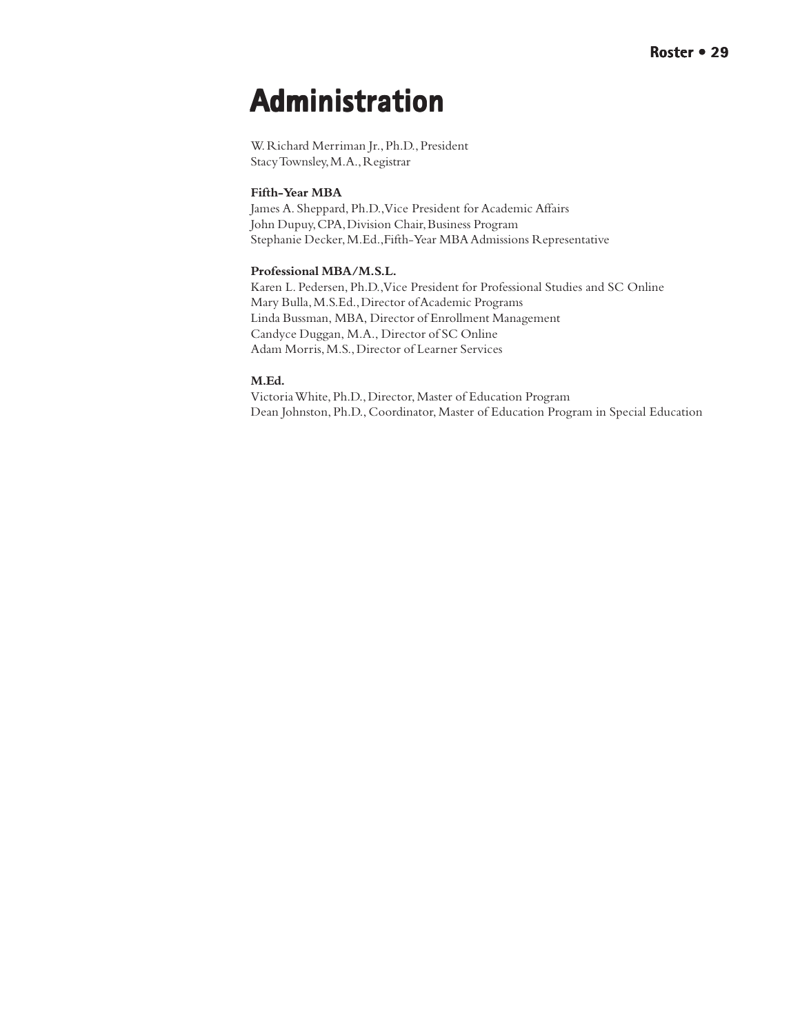# Administration

W. Richard Merriman Jr., Ph.D., President
Stacy Townsley, M.A., Registrar

**Fifth-Year MBA**

James A. Sheppard, Ph.D., Vice President for Academic Affairs
John Dupuy, CPA, Division Chair, Business Program
Stephanie Decker, M.Ed., Fifth-Year MBA Admissions Representative

**Professional MBA/M.S.L.**

Karen L. Pedersen, Ph.D., Vice President for Professional Studies and SC Online
Mary Bulla, M.S.Ed., Director of Academic Programs
Linda Bussman, MBA, Director of Enrollment Management
Candyce Duggan, M.A., Director of SC Online
Adam Morris, M.S., Director of Learner Services

**M.Ed.**

Victoria White, Ph.D., Director, Master of Education Program
Dean Johnston, Ph.D., Coordinator, Master of Education Program in Special Education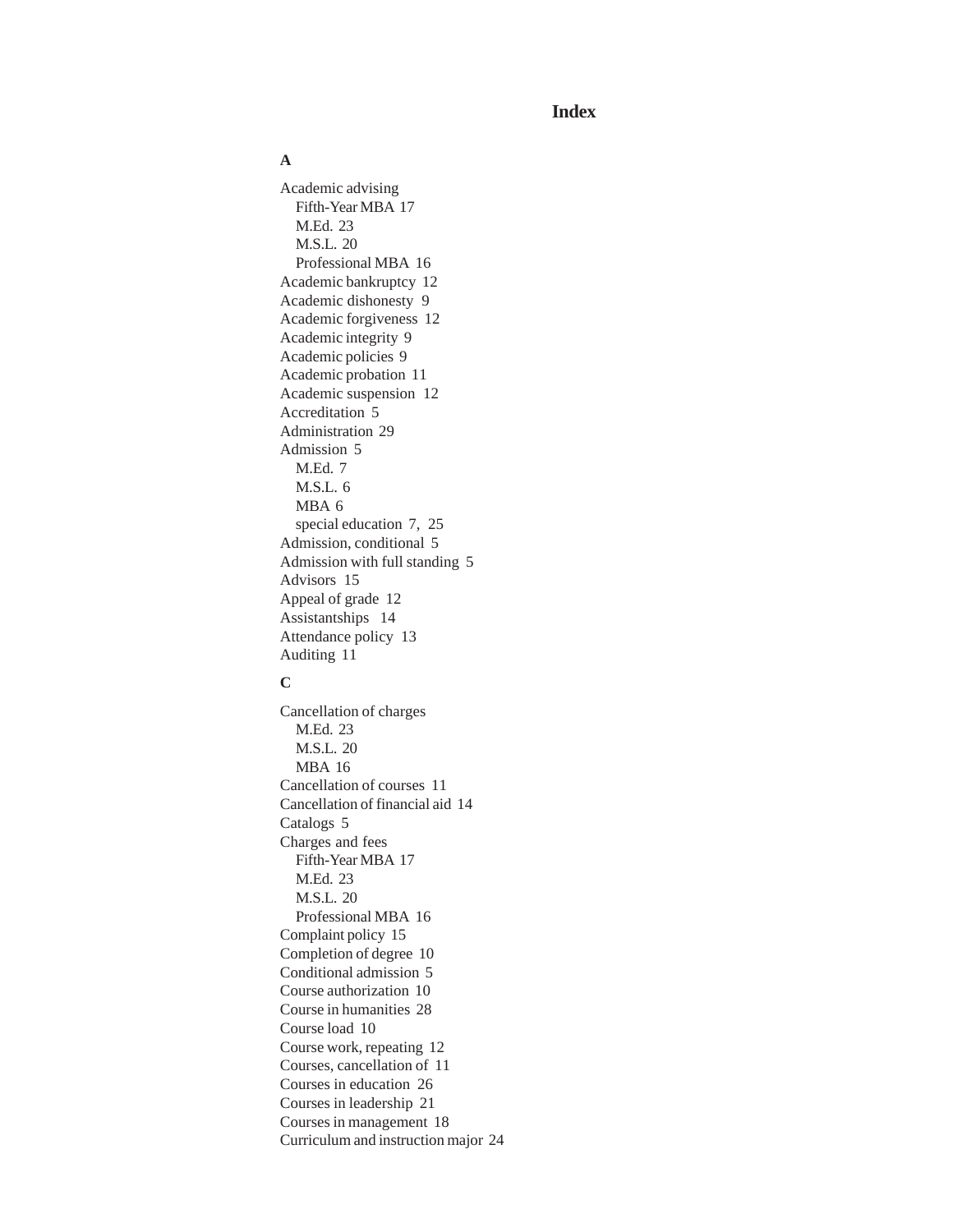# Index

## A

Academic advising
- Fifth-Year MBA 17
- M.Ed. 23
- M.S.L. 20
- Professional MBA 16

Academic bankruptcy 12
Academic dishonesty 9
Academic forgiveness 12
Academic integrity 9
Academic policies 9
Academic probation 11
Academic suspension 12
Accreditation 5
Administration 29
Admission 5
- M.Ed. 7
- M.S.L. 6
- MBA 6
- special education 7, 25

Admission, conditional 5
Admission with full standing 5
Advisors 15
Appeal of grade 12
Assistantships 14
Attendance policy 13
Auditing 11

## C

Cancellation of charges
- M.Ed. 23
- M.S.L. 20
- MBA 16

Cancellation of courses 11
Cancellation of financial aid 14
Catalogs 5
Charges and fees
- Fifth-Year MBA 17
- M.Ed. 23
- M.S.L. 20
- Professional MBA 16

Complaint policy 15
Completion of degree 10
Conditional admission 5
Course authorization 10
Course in humanities 28
Course load 10
Course work, repeating 12
Courses, cancellation of 11
Courses in education 26
Courses in leadership 21
Courses in management 18
Curriculum and instruction major 24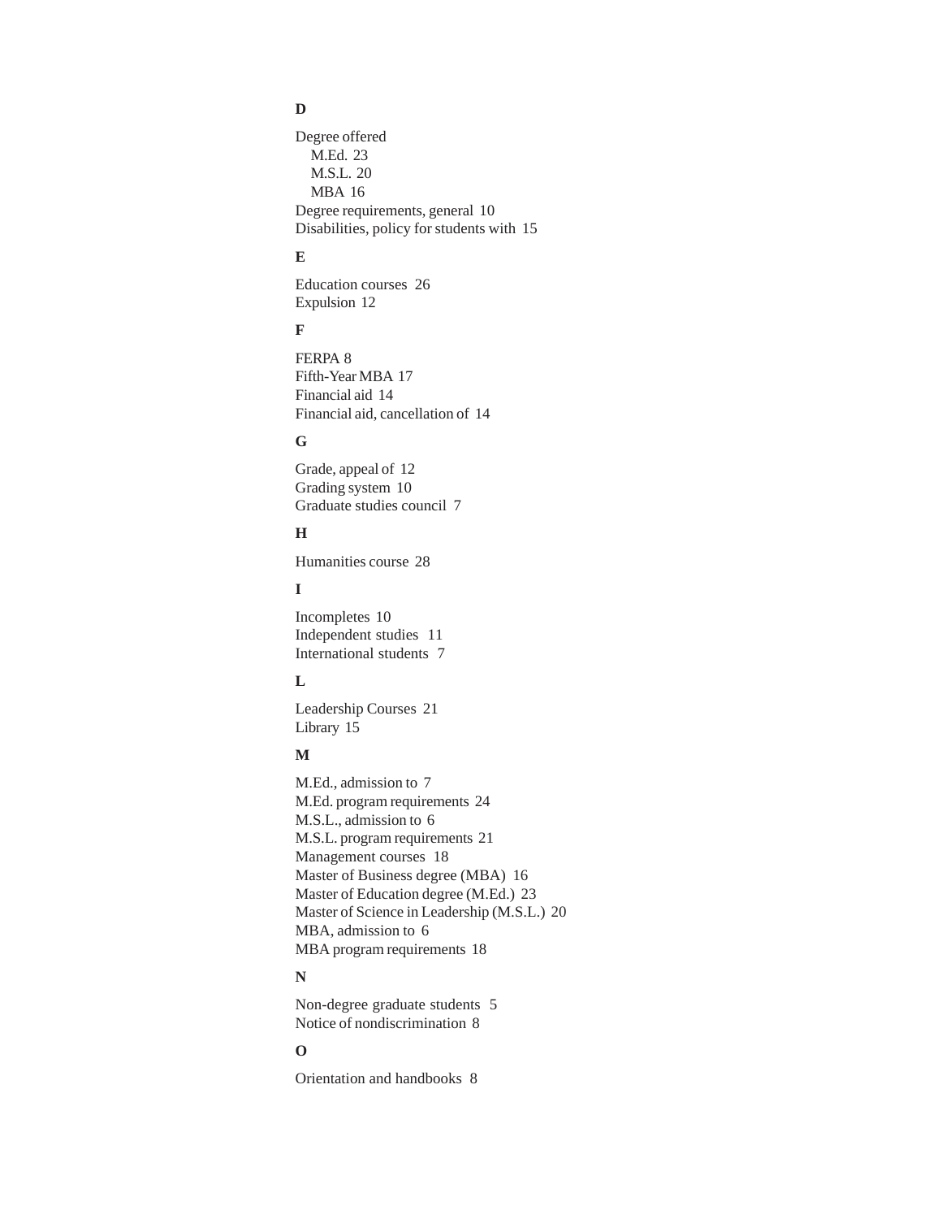## D

Degree offered
- M.Ed. 23
- M.S.L. 20
- MBA 16

Degree requirements, general 10
Disabilities, policy for students with 15

## E

Education courses 26
Expulsion 12

## F

FERPA 8
Fifth-Year MBA 17
Financial aid 14
Financial aid, cancellation of 14

## G

Grade, appeal of 12
Grading system 10
Graduate studies council 7

## H

Humanities course 28

## I

Incompletes 10
Independent studies 11
International students 7

## L

Leadership Courses 21
Library 15

## M

M.Ed., admission to 7
M.Ed. program requirements 24
M.S.L., admission to 6
M.S.L. program requirements 21
Management courses 18
Master of Business degree (MBA) 16
Master of Education degree (M.Ed.) 23
Master of Science in Leadership (M.S.L.) 20
MBA, admission to 6
MBA program requirements 18

## N

Non-degree graduate students 5
Notice of nondiscrimination 8

## O

Orientation and handbooks 8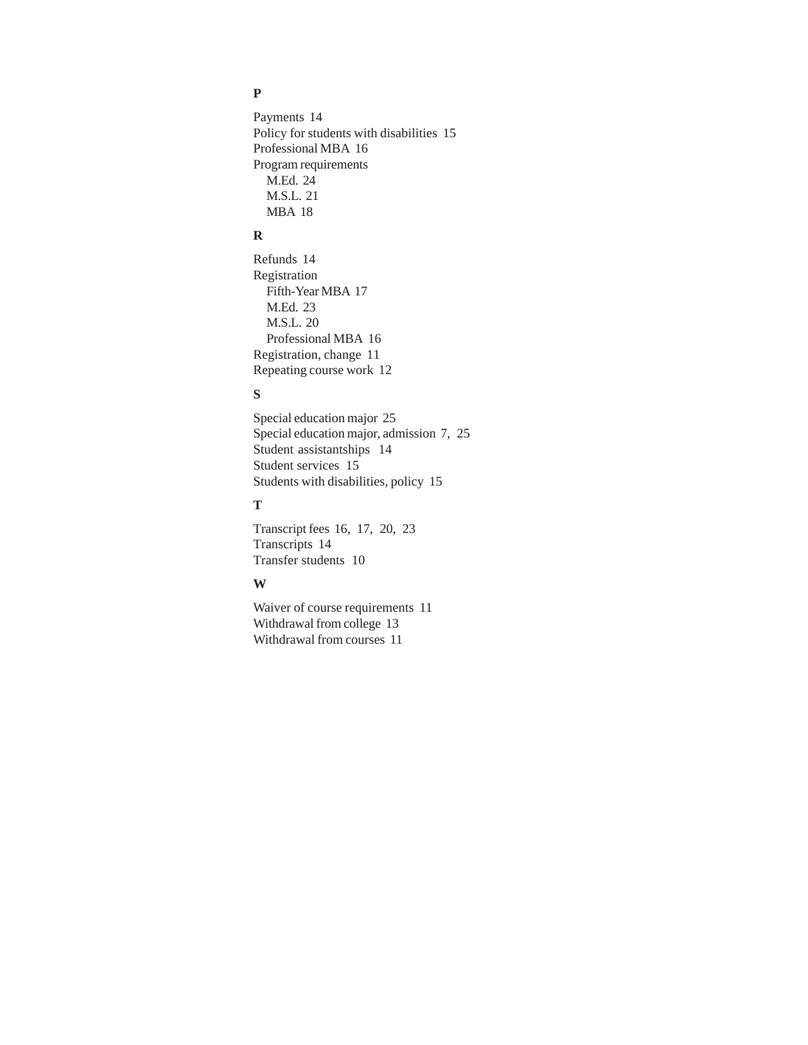**P**

Payments 14
Policy for students with disabilities 15
Professional MBA 16
Program requirements
  M.Ed. 24
  M.S.L. 21
  MBA 18

**R**

Refunds 14
Registration
  Fifth-Year MBA 17
  M.Ed. 23
  M.S.L. 20
  Professional MBA 16
Registration, change 11
Repeating course work 12

**S**

Special education major 25
Special education major, admission 7, 25
Student assistantships 14
Student services 15
Students with disabilities, policy 15

**T**

Transcript fees 16, 17, 20, 23
Transcripts 14
Transfer students 10

**W**

Waiver of course requirements 11
Withdrawal from college 13
Withdrawal from courses 11